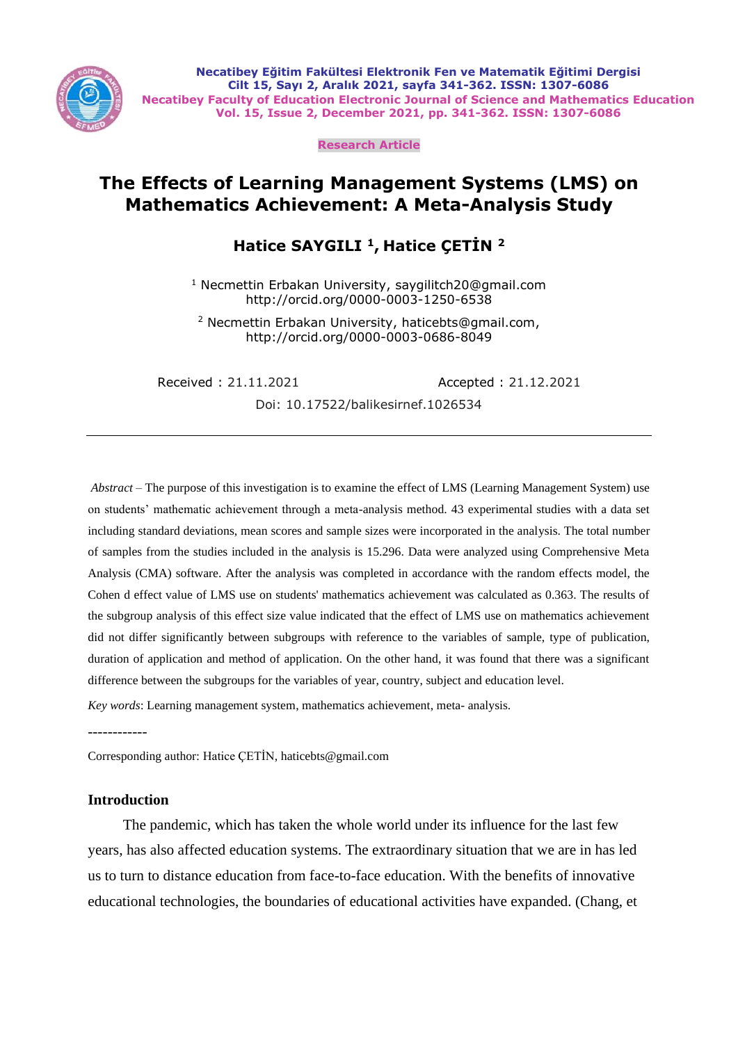**Research Article**

# The Effects of Learning Management Systems (LMS) on Mathematics Achievement: A Meta-Analysis Study

**Hatice SAYGILI [1], Hatice ÇETİN [2]**

[1] Necmettin Erbakan University, saygilitch20@gmail.com
http://orcid.org/0000-0003-1250-6538

[2] Necmettin Erbakan University, haticebts@gmail.com,
http://orcid.org/0000-0003-0686-8049

Received : 21.11.2021 Accepted : 21.12.2021

Doi: 10.17522/balikesirnef.1026534

---

*Abstract* – The purpose of this investigation is to examine the effect of LMS (Learning Management System) use on students' mathematic achievement through a meta-analysis method. 43 experimental studies with a data set including standard deviations, mean scores and sample sizes were incorporated in the analysis. The total number of samples from the studies included in the analysis is 15.296. Data were analyzed using Comprehensive Meta Analysis (CMA) software. After the analysis was completed in accordance with the random effects model, the Cohen d effect value of LMS use on students' mathematics achievement was calculated as 0.363. The results of the subgroup analysis of this effect size value indicated that the effect of LMS use on mathematics achievement did not differ significantly between subgroups with reference to the variables of sample, type of publication, duration of application and method of application. On the other hand, it was found that there was a significant difference between the subgroups for the variables of year, country, subject and education level.

*Key words*: Learning management system, mathematics achievement, meta- analysis.

------------

Corresponding author: Hatice ÇETİN, haticebts@gmail.com

## Introduction

The pandemic, which has taken the whole world under its influence for the last few years, has also affected education systems. The extraordinary situation that we are in has led us to turn to distance education from face-to-face education. With the benefits of innovative educational technologies, the boundaries of educational activities have expanded. (Chang, et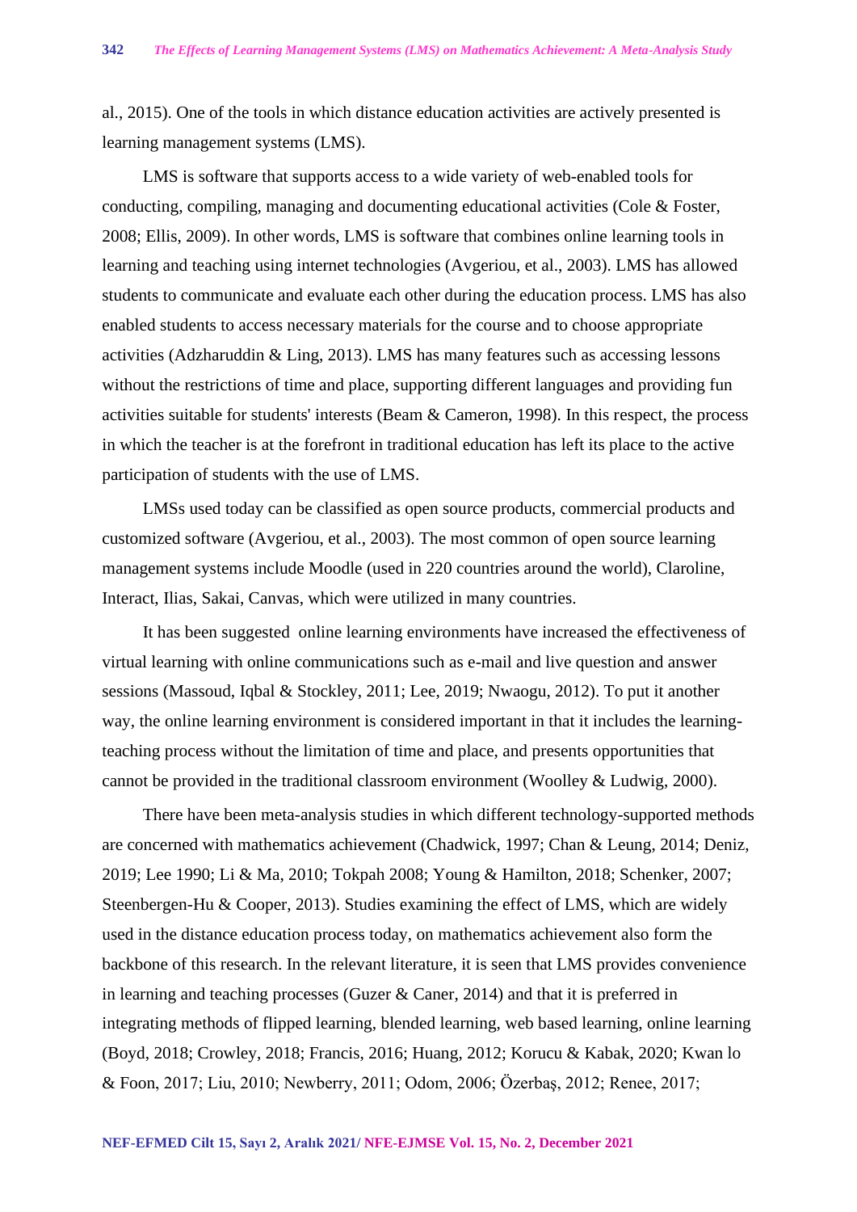al., 2015). One of the tools in which distance education activities are actively presented is learning management systems (LMS).

LMS is software that supports access to a wide variety of web-enabled tools for conducting, compiling, managing and documenting educational activities (Cole & Foster, 2008; Ellis, 2009). In other words, LMS is software that combines online learning tools in learning and teaching using internet technologies (Avgeriou, et al., 2003). LMS has allowed students to communicate and evaluate each other during the education process. LMS has also enabled students to access necessary materials for the course and to choose appropriate activities (Adzharuddin & Ling, 2013). LMS has many features such as accessing lessons without the restrictions of time and place, supporting different languages and providing fun activities suitable for students' interests (Beam & Cameron, 1998). In this respect, the process in which the teacher is at the forefront in traditional education has left its place to the active participation of students with the use of LMS.

LMSs used today can be classified as open source products, commercial products and customized software (Avgeriou, et al., 2003). The most common of open source learning management systems include Moodle (used in 220 countries around the world), Claroline, Interact, Ilias, Sakai, Canvas, which were utilized in many countries.

It has been suggested online learning environments have increased the effectiveness of virtual learning with online communications such as e-mail and live question and answer sessions (Massoud, Iqbal & Stockley, 2011; Lee, 2019; Nwaogu, 2012). To put it another way, the online learning environment is considered important in that it includes the learning-teaching process without the limitation of time and place, and presents opportunities that cannot be provided in the traditional classroom environment (Woolley & Ludwig, 2000).

There have been meta-analysis studies in which different technology-supported methods are concerned with mathematics achievement (Chadwick, 1997; Chan & Leung, 2014; Deniz, 2019; Lee 1990; Li & Ma, 2010; Tokpah 2008; Young & Hamilton, 2018; Schenker, 2007; Steenbergen-Hu & Cooper, 2013). Studies examining the effect of LMS, which are widely used in the distance education process today, on mathematics achievement also form the backbone of this research. In the relevant literature, it is seen that LMS provides convenience in learning and teaching processes (Guzer & Caner, 2014) and that it is preferred in integrating methods of flipped learning, blended learning, web based learning, online learning (Boyd, 2018; Crowley, 2018; Francis, 2016; Huang, 2012; Korucu & Kabak, 2020; Kwan lo & Foon, 2017; Liu, 2010; Newberry, 2011; Odom, 2006; Özerbaş, 2012; Renee, 2017;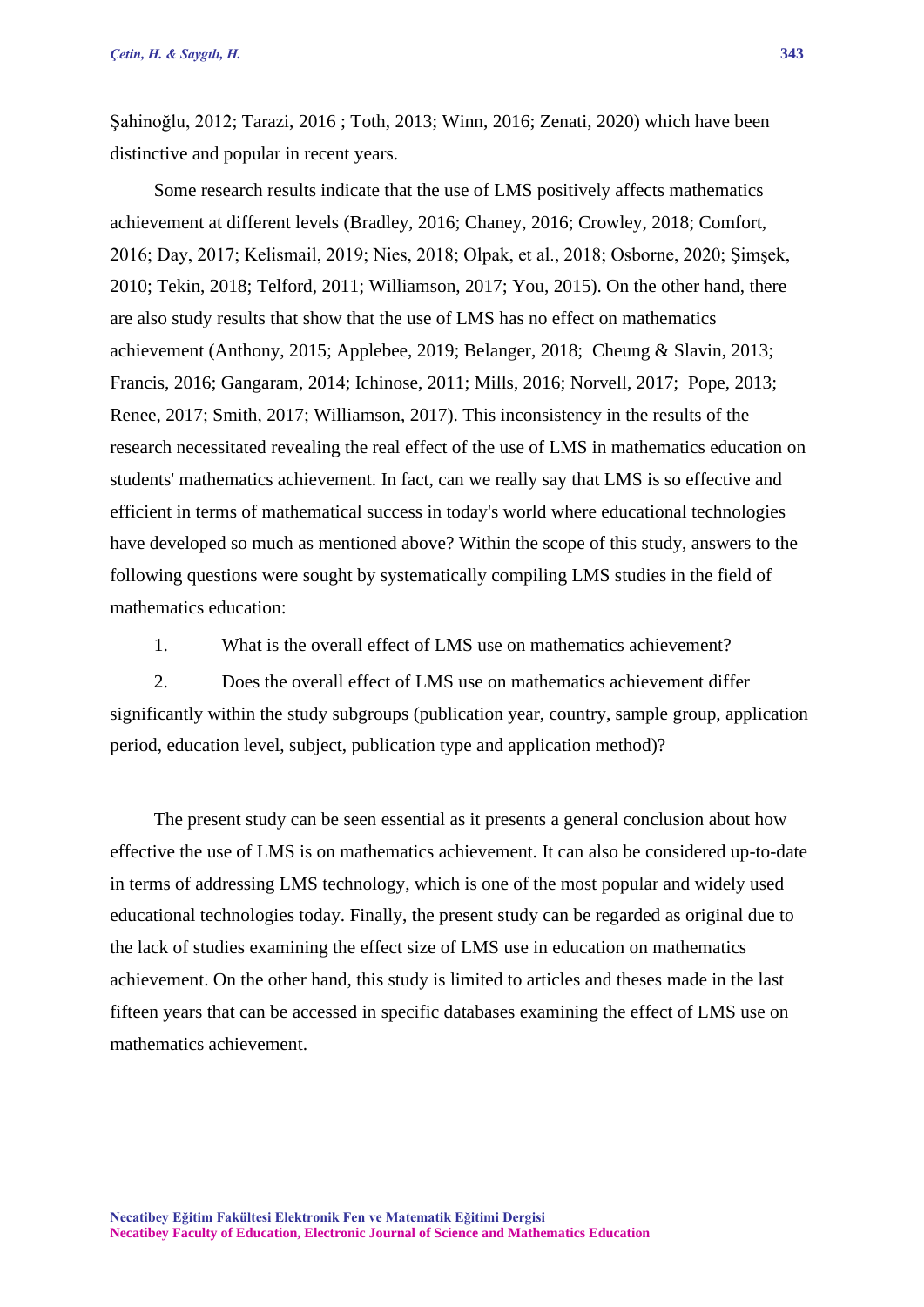Şahinoğlu, 2012; Tarazi, 2016 ; Toth, 2013; Winn, 2016; Zenati, 2020) which have been distinctive and popular in recent years.

Some research results indicate that the use of LMS positively affects mathematics achievement at different levels (Bradley, 2016; Chaney, 2016; Crowley, 2018; Comfort, 2016; Day, 2017; Kelismail, 2019; Nies, 2018; Olpak, et al., 2018; Osborne, 2020; Şimşek, 2010; Tekin, 2018; Telford, 2011; Williamson, 2017; You, 2015). On the other hand, there are also study results that show that the use of LMS has no effect on mathematics achievement (Anthony, 2015; Applebee, 2019; Belanger, 2018; Cheung & Slavin, 2013; Francis, 2016; Gangaram, 2014; Ichinose, 2011; Mills, 2016; Norvell, 2017; Pope, 2013; Renee, 2017; Smith, 2017; Williamson, 2017). This inconsistency in the results of the research necessitated revealing the real effect of the use of LMS in mathematics education on students' mathematics achievement. In fact, can we really say that LMS is so effective and efficient in terms of mathematical success in today's world where educational technologies have developed so much as mentioned above? Within the scope of this study, answers to the following questions were sought by systematically compiling LMS studies in the field of mathematics education:

1. What is the overall effect of LMS use on mathematics achievement?
2. Does the overall effect of LMS use on mathematics achievement differ significantly within the study subgroups (publication year, country, sample group, application period, education level, subject, publication type and application method)?

The present study can be seen essential as it presents a general conclusion about how effective the use of LMS is on mathematics achievement. It can also be considered up-to-date in terms of addressing LMS technology, which is one of the most popular and widely used educational technologies today. Finally, the present study can be regarded as original due to the lack of studies examining the effect size of LMS use in education on mathematics achievement. On the other hand, this study is limited to articles and theses made in the last fifteen years that can be accessed in specific databases examining the effect of LMS use on mathematics achievement.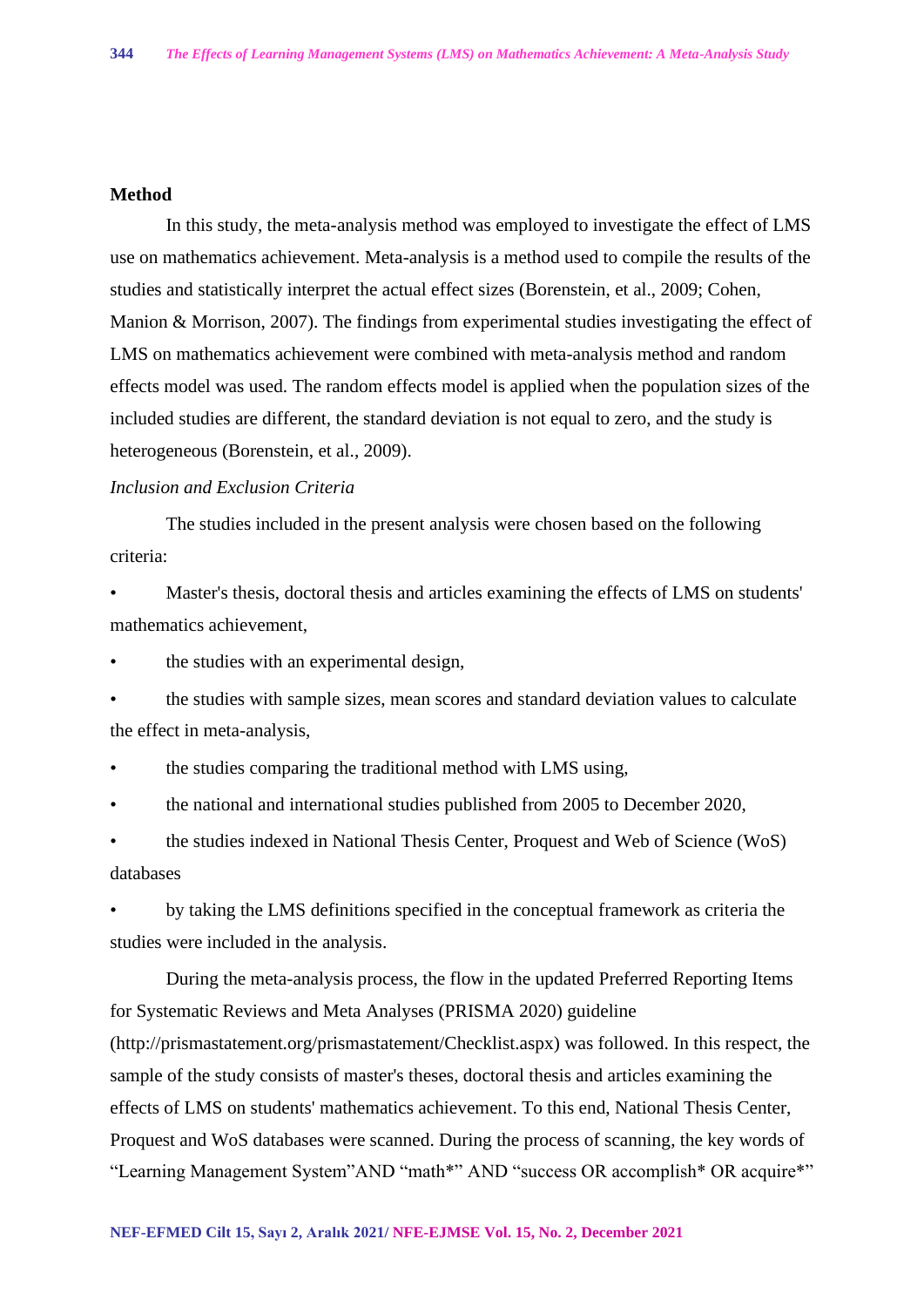## Method

In this study, the meta-analysis method was employed to investigate the effect of LMS use on mathematics achievement. Meta-analysis is a method used to compile the results of the studies and statistically interpret the actual effect sizes (Borenstein, et al., 2009; Cohen, Manion & Morrison, 2007). The findings from experimental studies investigating the effect of LMS on mathematics achievement were combined with meta-analysis method and random effects model was used. The random effects model is applied when the population sizes of the included studies are different, the standard deviation is not equal to zero, and the study is heterogeneous (Borenstein, et al., 2009).

### *Inclusion and Exclusion Criteria*

The studies included in the present analysis were chosen based on the following criteria:

- Master's thesis, doctoral thesis and articles examining the effects of LMS on students' mathematics achievement,
- the studies with an experimental design,
- the studies with sample sizes, mean scores and standard deviation values to calculate the effect in meta-analysis,
- the studies comparing the traditional method with LMS using,
- the national and international studies published from 2005 to December 2020,
- the studies indexed in National Thesis Center, Proquest and Web of Science (WoS) databases
- by taking the LMS definitions specified in the conceptual framework as criteria the studies were included in the analysis.

During the meta-analysis process, the flow in the updated Preferred Reporting Items for Systematic Reviews and Meta Analyses (PRISMA 2020) guideline (http://prismastatement.org/prismastatement/Checklist.aspx) was followed. In this respect, the sample of the study consists of master's theses, doctoral thesis and articles examining the effects of LMS on students' mathematics achievement. To this end, National Thesis Center, Proquest and WoS databases were scanned. During the process of scanning, the key words of "Learning Management System"AND "math*" AND "success OR accomplish* OR acquire*"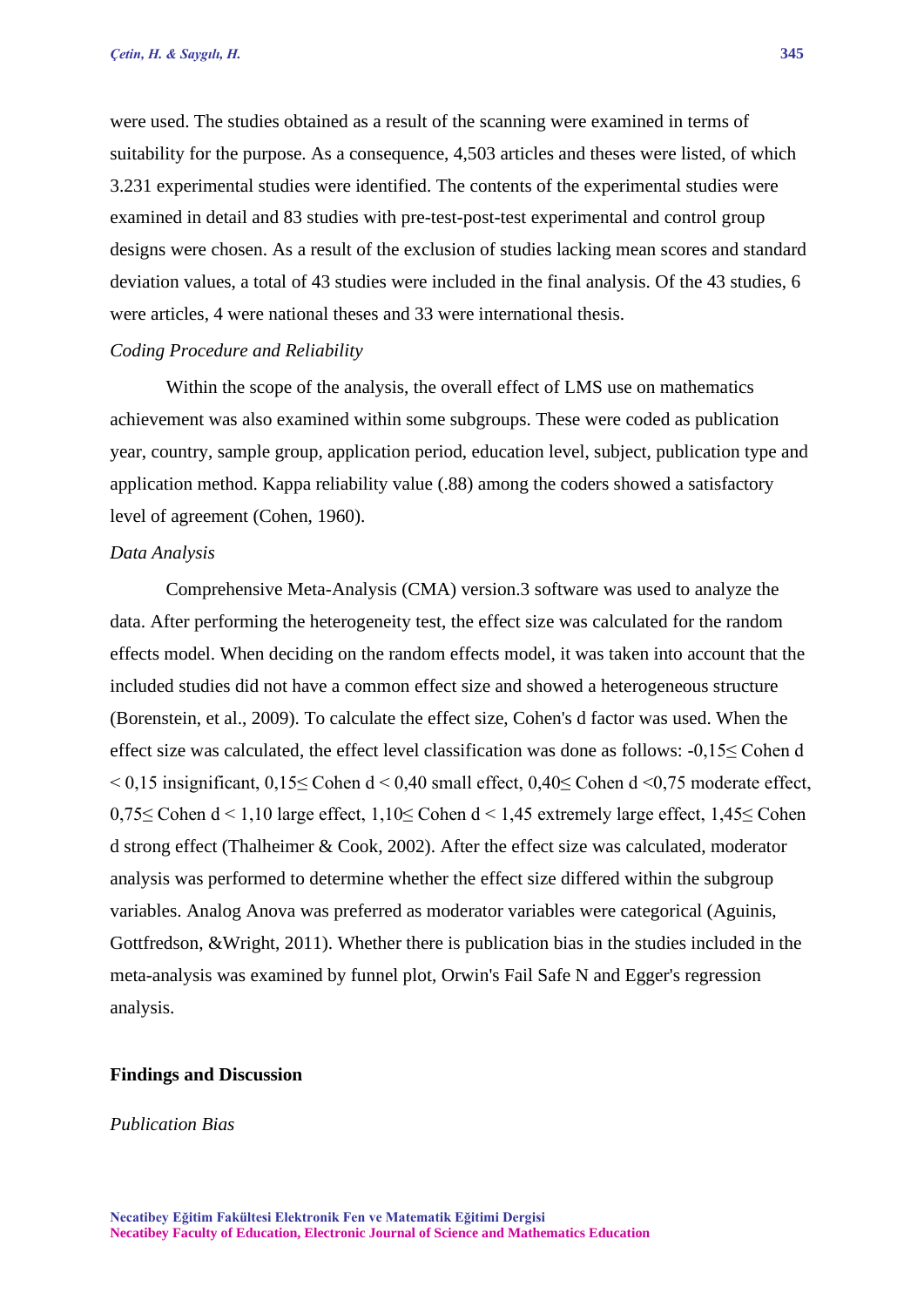were used. The studies obtained as a result of the scanning were examined in terms of suitability for the purpose. As a consequence, 4,503 articles and theses were listed, of which 3.231 experimental studies were identified. The contents of the experimental studies were examined in detail and 83 studies with pre-test-post-test experimental and control group designs were chosen. As a result of the exclusion of studies lacking mean scores and standard deviation values, a total of 43 studies were included in the final analysis. Of the 43 studies, 6 were articles, 4 were national theses and 33 were international thesis.

*Coding Procedure and Reliability*

Within the scope of the analysis, the overall effect of LMS use on mathematics achievement was also examined within some subgroups. These were coded as publication year, country, sample group, application period, education level, subject, publication type and application method. Kappa reliability value (.88) among the coders showed a satisfactory level of agreement (Cohen, 1960).

*Data Analysis*

Comprehensive Meta-Analysis (CMA) version.3 software was used to analyze the data. After performing the heterogeneity test, the effect size was calculated for the random effects model. When deciding on the random effects model, it was taken into account that the included studies did not have a common effect size and showed a heterogeneous structure (Borenstein, et al., 2009). To calculate the effect size, Cohen's d factor was used. When the effect size was calculated, the effect level classification was done as follows: -0,15≤ Cohen d < 0,15 insignificant, 0,15≤ Cohen d < 0,40 small effect, 0,40≤ Cohen d <0,75 moderate effect, 0,75≤ Cohen d < 1,10 large effect, 1,10≤ Cohen d < 1,45 extremely large effect, 1,45≤ Cohen d strong effect (Thalheimer & Cook, 2002). After the effect size was calculated, moderator analysis was performed to determine whether the effect size differed within the subgroup variables. Analog Anova was preferred as moderator variables were categorical (Aguinis, Gottfredson, &Wright, 2011). Whether there is publication bias in the studies included in the meta-analysis was examined by funnel plot, Orwin's Fail Safe N and Egger's regression analysis.

## Findings and Discussion

*Publication Bias*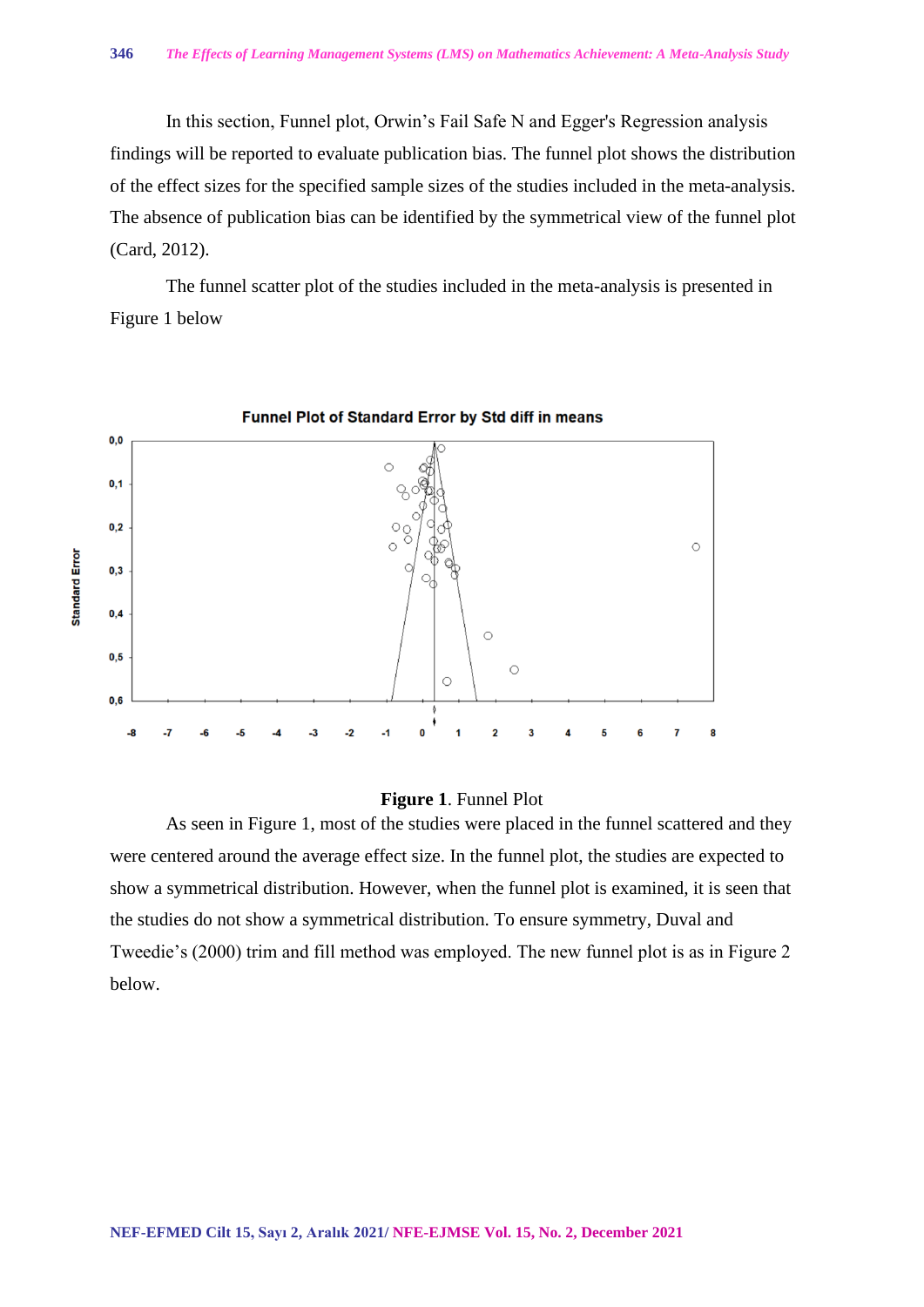In this section, Funnel plot, Orwin's Fail Safe N and Egger's Regression analysis findings will be reported to evaluate publication bias. The funnel plot shows the distribution of the effect sizes for the specified sample sizes of the studies included in the meta-analysis. The absence of publication bias can be identified by the symmetrical view of the funnel plot (Card, 2012).

The funnel scatter plot of the studies included in the meta-analysis is presented in Figure 1 below

**Figure 1**. Funnel Plot

As seen in Figure 1, most of the studies were placed in the funnel scattered and they were centered around the average effect size. In the funnel plot, the studies are expected to show a symmetrical distribution. However, when the funnel plot is examined, it is seen that the studies do not show a symmetrical distribution. To ensure symmetry, Duval and Tweedie's (2000) trim and fill method was employed. The new funnel plot is as in Figure 2 below.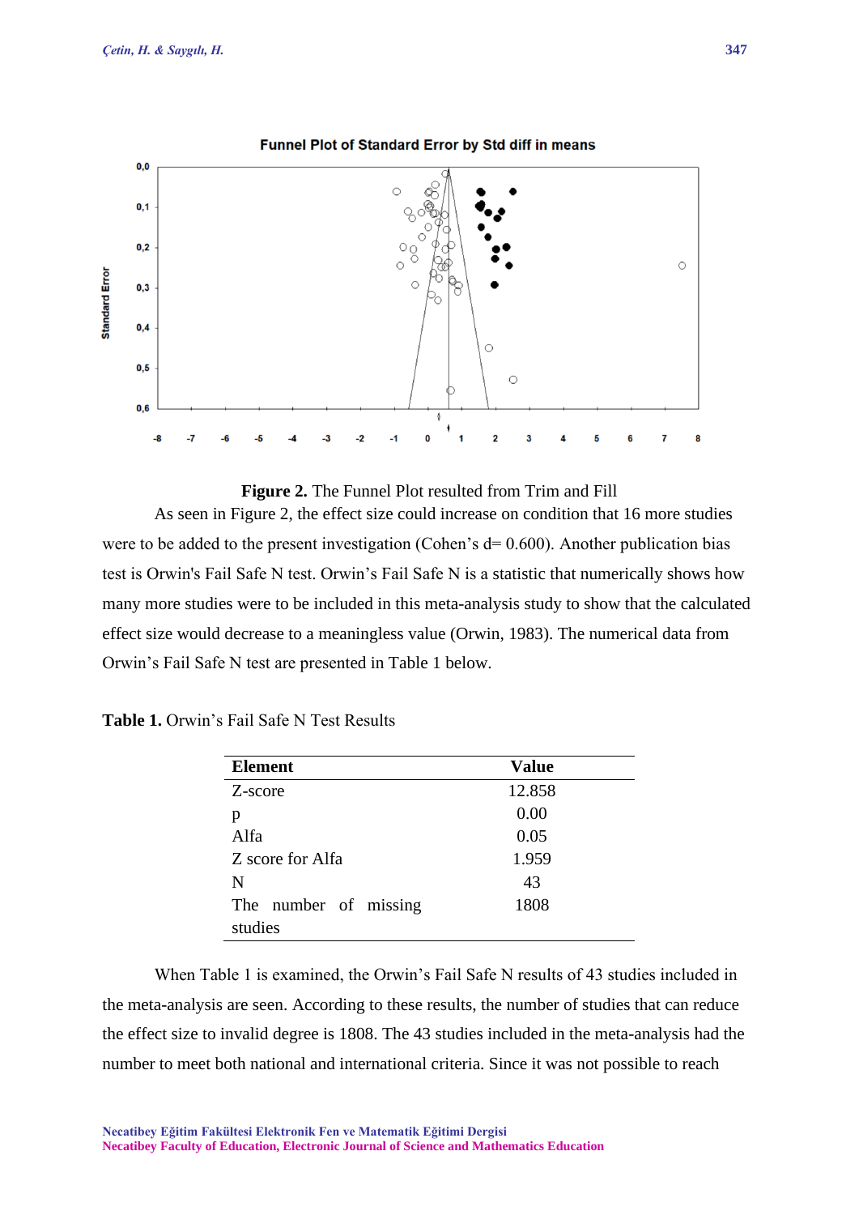**Figure 2.** The Funnel Plot resulted from Trim and Fill

As seen in Figure 2, the effect size could increase on condition that 16 more studies were to be added to the present investigation (Cohen's d= 0.600). Another publication bias test is Orwin's Fail Safe N test. Orwin's Fail Safe N is a statistic that numerically shows how many more studies were to be included in this meta-analysis study to show that the calculated effect size would decrease to a meaningless value (Orwin, 1983). The numerical data from Orwin's Fail Safe N test are presented in Table 1 below.

**Table 1.** Orwin's Fail Safe N Test Results

| Element | Value |
|---|---|
| Z-score | 12.858 |
| p | 0.00 |
| Alfa | 0.05 |
| Z score for Alfa | 1.959 |
| N | 43 |
| The number of missing studies | 1808 |

When Table 1 is examined, the Orwin's Fail Safe N results of 43 studies included in the meta-analysis are seen. According to these results, the number of studies that can reduce the effect size to invalid degree is 1808. The 43 studies included in the meta-analysis had the number to meet both national and international criteria. Since it was not possible to reach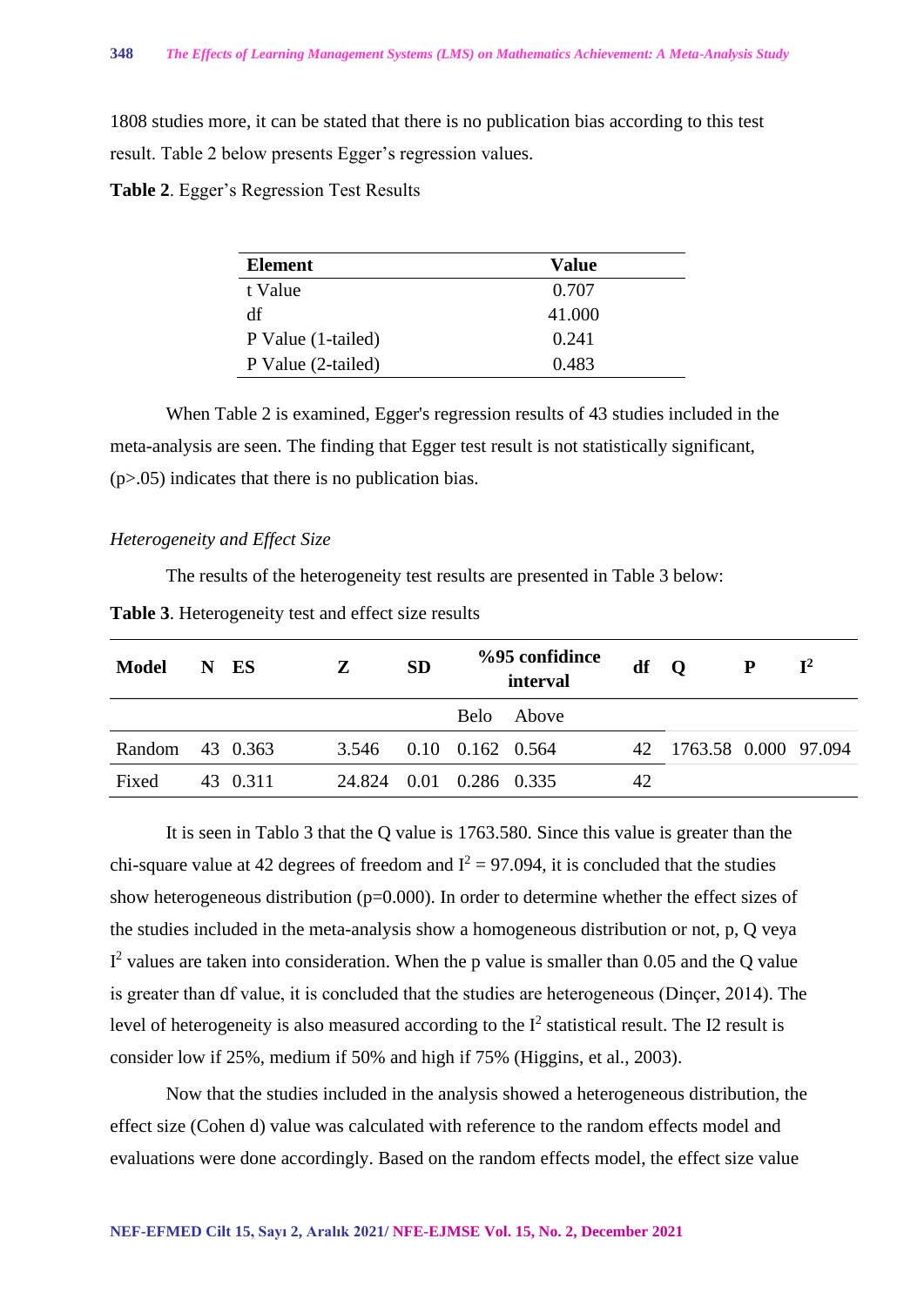1808 studies more, it can be stated that there is no publication bias according to this test result. Table 2 below presents Egger's regression values.

**Table 2**. Egger's Regression Test Results

| Element | Value |
|---|---|
| t Value | 0.707 |
| df | 41.000 |
| P Value (1-tailed) | 0.241 |
| P Value (2-tailed) | 0.483 |

When Table 2 is examined, Egger's regression results of 43 studies included in the meta-analysis are seen. The finding that Egger test result is not statistically significant, (p>.05) indicates that there is no publication bias.

*Heterogeneity and Effect Size*

The results of the heterogeneity test results are presented in Table 3 below:

**Table 3**. Heterogeneity test and effect size results

| Model | N | ES | Z | SD | %95 confidince interval | | df | Q | P | $I^2$ |
|---|---|---|---|---|---|---|---|---|---|---|
| | | | | | Belo | Above | | | | |
| Random | 43 | 0.363 | 3.546 | 0.10 | 0.162 | 0.564 | 42 | 1763.58 | 0.000 | 97.094 |
| Fixed | 43 | 0.311 | 24.824 | 0.01 | 0.286 | 0.335 | 42 | | | |

It is seen in Tablo 3 that the Q value is 1763.580. Since this value is greater than the chi-square value at 42 degrees of freedom and $I^2$ = 97.094, it is concluded that the studies show heterogeneous distribution (p=0.000). In order to determine whether the effect sizes of the studies included in the meta-analysis show a homogeneous distribution or not, p, Q veya $I^2$ values are taken into consideration. When the p value is smaller than 0.05 and the Q value is greater than df value, it is concluded that the studies are heterogeneous (Dinçer, 2014). The level of heterogeneity is also measured according to the $I^2$ statistical result. The I2 result is consider low if 25%, medium if 50% and high if 75% (Higgins, et al., 2003).

Now that the studies included in the analysis showed a heterogeneous distribution, the effect size (Cohen d) value was calculated with reference to the random effects model and evaluations were done accordingly. Based on the random effects model, the effect size value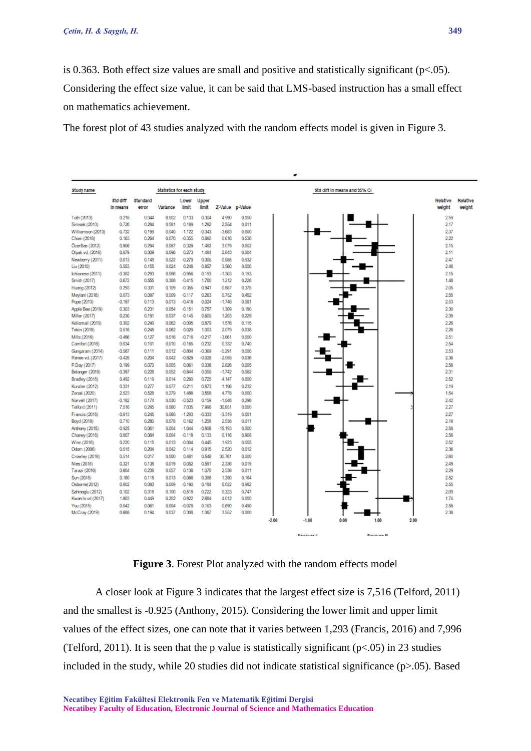is 0.363. Both effect size values are small and positive and statistically significant ($p<.05$). Considering the effect size value, it can be said that LMS-based instruction has a small effect on mathematics achievement.

The forest plot of 43 studies analyzed with the random effects model is given in Figure 3.

| Study name | Std diff in means | Standard error | Variance | Lower limit | Upper limit | Z-Value | p-Value | Relative weight |
|---|---|---|---|---|---|---|---|---|
| Toth (2013) | 0.218 | 0.044 | 0.002 | 0.133 | 0.304 | 4.990 | 0.000 | 2.59 |
| Simsek (2010) | 0.726 | 0.284 | 0.081 | 0.169 | 1.282 | 2.554 | 0.011 | 2.17 |
| Williamson (2013) | -0.732 | 0.199 | 0.040 | -1.122 | -0.343 | -3.683 | 0.000 | 2.37 |
| Chien (2018) | 0.163 | 0.264 | 0.070 | -0.355 | 0.680 | 0.616 | 0.538 | 2.22 |
| ÖzerBas (2012) | 0.906 | 0.294 | 0.087 | 0.329 | 1.482 | 3.079 | 0.002 | 2.15 |
| Olpak vd. (2018) | 0.879 | 0.309 | 0.096 | 0.273 | 1.484 | 2.843 | 0.004 | 2.11 |
| Newberry (2011) | 0.013 | 0.149 | 0.022 | -0.279 | 0.305 | 0.085 | 0.932 | 2.47 |
| Liu (2010) | 0.553 | 0.155 | 0.024 | 0.248 | 0.857 | 3.560 | 0.000 | 2.46 |
| Ichionese (2011) | -0.382 | 0.293 | 0.086 | -0.956 | 0.193 | -1.303 | 0.193 | 2.15 |
| Smith (2017) | 0.672 | 0.555 | 0.308 | -0.415 | 1.760 | 1.212 | 0.226 | 1.48 |
| Huang (2012) | 0.293 | 0.331 | 0.109 | -0.355 | 0.941 | 0.887 | 0.375 | 2.05 |
| Meylani (2016) | 0.073 | 0.097 | 0.009 | -0.117 | 0.263 | 0.752 | 0.452 | 2.55 |
| Pope (2013) | -0.197 | 0.113 | 0.013 | -0.418 | 0.024 | -1.746 | 0.081 | 2.53 |
| Apple Bee (2019) | 0.303 | 0.231 | 0.054 | -0.151 | 0.757 | 1.309 | 0.190 | 2.30 |
| Miller (2017) | 0.230 | 0.191 | 0.037 | -0.145 | 0.605 | 1.203 | 0.229 | 2.39 |
| Kelismail (2019) | 0.392 | 0.249 | 0.062 | -0.095 | 0.879 | 1.576 | 0.115 | 2.26 |
| Tekin (2018) | 0.516 | 0.248 | 0.062 | 0.029 | 1.003 | 2.079 | 0.038 | 2.26 |
| Mills (2016) | -0.466 | 0.127 | 0.016 | -0.716 | -0.217 | -3.661 | 0.000 | 2.51 |
| Comfort (2016) | 0.034 | 0.101 | 0.010 | -0.165 | 0.232 | 0.332 | 0.740 | 2.54 |
| Gangaram (2014) | -0.587 | 0.111 | 0.012 | -0.804 | -0.369 | -5.291 | 0.000 | 2.53 |
| Renee vd. (2017) | -0.428 | 0.204 | 0.042 | -0.829 | -0.028 | -2.095 | 0.036 | 2.36 |
| P.Day (2017) | 0.199 | 0.070 | 0.005 | 0.061 | 0.336 | 2.826 | 0.005 | 2.58 |
| Belanger (2018) | -0.397 | 0.228 | 0.052 | -0.844 | 0.050 | -1.742 | 0.082 | 2.31 |
| Bradley (2016) | 0.492 | 0.119 | 0.014 | 0.260 | 0.725 | 4.147 | 0.000 | 2.52 |
| Kunzler (2012) | 0.331 | 0.277 | 0.077 | -0.211 | 0.873 | 1.196 | 0.232 | 2.19 |
| Zenati (2020) | 2.523 | 0.528 | 0.279 | 1.488 | 3.558 | 4.778 | 0.000 | 1.54 |
| Norvell (2017) | -0.182 | 0.174 | 0.030 | -0.523 | 0.159 | -1.046 | 0.296 | 2.42 |
| Telford (2011) | 7.516 | 0.245 | 0.060 | 7.035 | 7.996 | 30.651 | 0.000 | 2.27 |
| Francis (2016) | -0.813 | 0.245 | 0.060 | -1.293 | -0.333 | -3.319 | 0.001 | 2.27 |
| Boyd (2018) | 0.710 | 0.280 | 0.078 | 0.162 | 1.258 | 2.538 | 0.011 | 2.18 |
| Anthony (2015) | -0.925 | 0.061 | 0.004 | -1.044 | -0.806 | -15.193 | 0.000 | 2.58 |
| Chaney (2016) | 0.007 | 0.064 | 0.004 | -0.118 | 0.133 | 0.116 | 0.908 | 2.58 |
| Winn (2016) | 0.220 | 0.115 | 0.013 | -0.004 | 0.445 | 1.923 | 0.055 | 2.52 |
| Odom (2008) | 0.515 | 0.204 | 0.042 | 0.114 | 0.915 | 2.520 | 0.012 | 2.36 |
| Crowley (2018) | 0.514 | 0.017 | 0.000 | 0.481 | 0.546 | 30.761 | 0.000 | 2.60 |
| Nies (2018) | 0.321 | 0.138 | 0.019 | 0.052 | 0.591 | 2.336 | 0.019 | 2.49 |
| Tarazi (2016) | 0.604 | 0.238 | 0.057 | 0.138 | 1.070 | 2.538 | 0.011 | 2.29 |
| Sun (2015) | 0.160 | 0.115 | 0.013 | -0.066 | 0.386 | 1.390 | 0.164 | 2.52 |
| Osborne(2012) | 0.002 | 0.093 | 0.009 | -0.180 | 0.184 | 0.022 | 0.982 | 2.55 |
| Sahinoglu (2012) | 0.102 | 0.316 | 0.100 | -0.518 | 0.722 | 0.323 | 0.747 | 2.09 |
| Kwan lo vd (2017) | 1.803 | 0.449 | 0.202 | 0.922 | 2.684 | 4.012 | 0.000 | 1.74 |
| You (2015) | 0.042 | 0.061 | 0.004 | -0.078 | 0.163 | 0.690 | 0.490 | 2.58 |
| McCray (2019) | 0.688 | 0.194 | 0.037 | 0.308 | 1.067 | 3.552 | 0.000 | 2.38 |

**Figure 3**. Forest Plot analyzed with the random effects model

A closer look at Figure 3 indicates that the largest effect size is 7,516 (Telford, 2011) and the smallest is -0.925 (Anthony, 2015). Considering the lower limit and upper limit values of the effect sizes, one can note that it varies between 1,293 (Francis, 2016) and 7,996 (Telford, 2011). It is seen that the p value is statistically significant ($p<.05$) in 23 studies included in the study, while 20 studies did not indicate statistical significance ($p>.05$). Based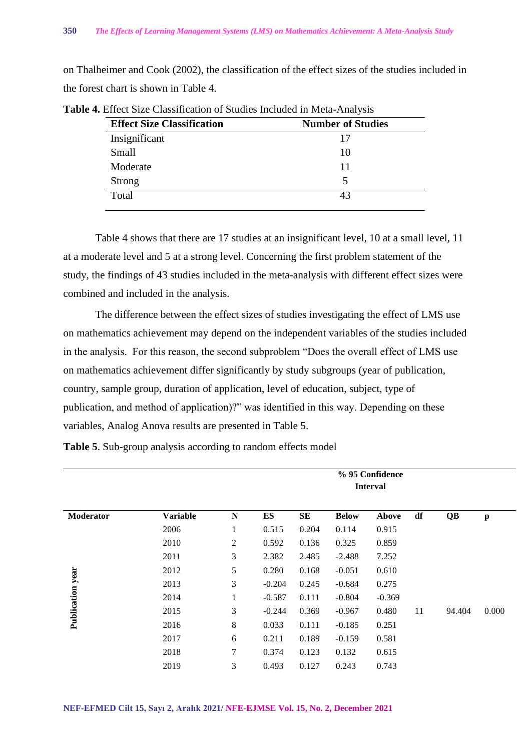on Thalheimer and Cook (2002), the classification of the effect sizes of the studies included in the forest chart is shown in Table 4.

**Table 4.** Effect Size Classification of Studies Included in Meta-Analysis

| Effect Size Classification | Number of Studies |
|---|---|
| Insignificant | 17 |
| Small | 10 |
| Moderate | 11 |
| Strong | 5 |
| Total | 43 |

Table 4 shows that there are 17 studies at an insignificant level, 10 at a small level, 11 at a moderate level and 5 at a strong level. Concerning the first problem statement of the study, the findings of 43 studies included in the meta-analysis with different effect sizes were combined and included in the analysis.

The difference between the effect sizes of studies investigating the effect of LMS use on mathematics achievement may depend on the independent variables of the studies included in the analysis. For this reason, the second subproblem "Does the overall effect of LMS use on mathematics achievement differ significantly by study subgroups (year of publication, country, sample group, duration of application, level of education, subject, type of publication, and method of application)?" was identified in this way. Depending on these variables, Analog Anova results are presented in Table 5.

**Table 5**. Sub-group analysis according to random effects model

| | | | | | % 95 Confidence Interval | | | | |
|---|---|---|---|---|---|---|---|---|---|
| **Moderator** | **Variable** | **N** | **ES** | **SE** | **Below** | **Above** | **df** | **QB** | **p** |
| Publication year | 2006 | 1 | 0.515 | 0.204 | 0.114 | 0.915 | | | |
| | 2010 | 2 | 0.592 | 0.136 | 0.325 | 0.859 | | | |
| | 2011 | 3 | 2.382 | 2.485 | -2.488 | 7.252 | | | |
| | 2012 | 5 | 0.280 | 0.168 | -0.051 | 0.610 | | | |
| | 2013 | 3 | -0.204 | 0.245 | -0.684 | 0.275 | | | |
| | 2014 | 1 | -0.587 | 0.111 | -0.804 | -0.369 | | | |
| | 2015 | 3 | -0.244 | 0.369 | -0.967 | 0.480 | 11 | 94.404 | 0.000 |
| | 2016 | 8 | 0.033 | 0.111 | -0.185 | 0.251 | | | |
| | 2017 | 6 | 0.211 | 0.189 | -0.159 | 0.581 | | | |
| | 2018 | 7 | 0.374 | 0.123 | 0.132 | 0.615 | | | |
| | 2019 | 3 | 0.493 | 0.127 | 0.243 | 0.743 | | | |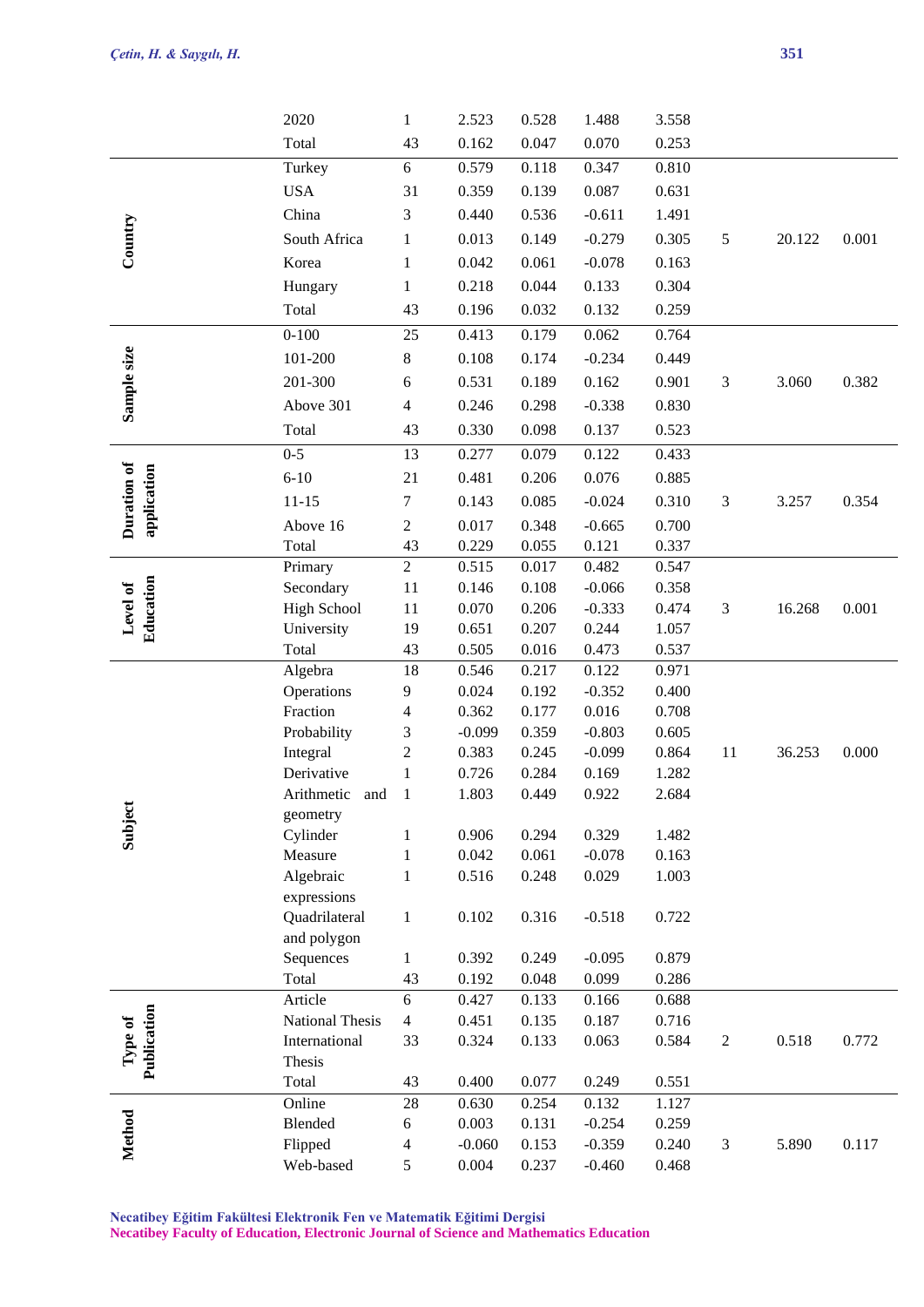|  |  |  |  |  |  |  |  |  |  |
|---|---|---|---|---|---|---|---|---|---|
|  | 2020 | 1 | 2.523 | 0.528 | 1.488 | 3.558 |  |  |  |
|  | Total | 43 | 0.162 | 0.047 | 0.070 | 0.253 |  |  |  |
| **Country** | Turkey | 6 | 0.579 | 0.118 | 0.347 | 0.810 | 5 | 20.122 | 0.001 |
|  | USA | 31 | 0.359 | 0.139 | 0.087 | 0.631 |  |  |  |
|  | China | 3 | 0.440 | 0.536 | -0.611 | 1.491 |  |  |  |
|  | South Africa | 1 | 0.013 | 0.149 | -0.279 | 0.305 |  |  |  |
|  | Korea | 1 | 0.042 | 0.061 | -0.078 | 0.163 |  |  |  |
|  | Hungary | 1 | 0.218 | 0.044 | 0.133 | 0.304 |  |  |  |
|  | Total | 43 | 0.196 | 0.032 | 0.132 | 0.259 |  |  |  |
| **Sample size** | 0-100 | 25 | 0.413 | 0.179 | 0.062 | 0.764 | 3 | 3.060 | 0.382 |
|  | 101-200 | 8 | 0.108 | 0.174 | -0.234 | 0.449 |  |  |  |
|  | 201-300 | 6 | 0.531 | 0.189 | 0.162 | 0.901 |  |  |  |
|  | Above 301 | 4 | 0.246 | 0.298 | -0.338 | 0.830 |  |  |  |
|  | Total | 43 | 0.330 | 0.098 | 0.137 | 0.523 |  |  |  |
| **Duration of application** | 0-5 | 13 | 0.277 | 0.079 | 0.122 | 0.433 | 3 | 3.257 | 0.354 |
|  | 6-10 | 21 | 0.481 | 0.206 | 0.076 | 0.885 |  |  |  |
|  | 11-15 | 7 | 0.143 | 0.085 | -0.024 | 0.310 |  |  |  |
|  | Above 16 | 2 | 0.017 | 0.348 | -0.665 | 0.700 |  |  |  |
|  | Total | 43 | 0.229 | 0.055 | 0.121 | 0.337 |  |  |  |
| **Level of Education** | Primary | 2 | 0.515 | 0.017 | 0.482 | 0.547 | 3 | 16.268 | 0.001 |
|  | Secondary | 11 | 0.146 | 0.108 | -0.066 | 0.358 |  |  |  |
|  | High School | 11 | 0.070 | 0.206 | -0.333 | 0.474 |  |  |  |
|  | University | 19 | 0.651 | 0.207 | 0.244 | 1.057 |  |  |  |
|  | Total | 43 | 0.505 | 0.016 | 0.473 | 0.537 |  |  |  |
| **Subject** | Algebra | 18 | 0.546 | 0.217 | 0.122 | 0.971 | 11 | 36.253 | 0.000 |
|  | Operations | 9 | 0.024 | 0.192 | -0.352 | 0.400 |  |  |  |
|  | Fraction | 4 | 0.362 | 0.177 | 0.016 | 0.708 |  |  |  |
|  | Probability | 3 | -0.099 | 0.359 | -0.803 | 0.605 |  |  |  |
|  | Integral | 2 | 0.383 | 0.245 | -0.099 | 0.864 |  |  |  |
|  | Derivative | 1 | 0.726 | 0.284 | 0.169 | 1.282 |  |  |  |
|  | Arithmetic and geometry | 1 | 1.803 | 0.449 | 0.922 | 2.684 |  |  |  |
|  | Cylinder | 1 | 0.906 | 0.294 | 0.329 | 1.482 |  |  |  |
|  | Measure | 1 | 0.042 | 0.061 | -0.078 | 0.163 |  |  |  |
|  | Algebraic expressions | 1 | 0.516 | 0.248 | 0.029 | 1.003 |  |  |  |
|  | Quadrilateral and polygon | 1 | 0.102 | 0.316 | -0.518 | 0.722 |  |  |  |
|  | Sequences | 1 | 0.392 | 0.249 | -0.095 | 0.879 |  |  |  |
|  | Total | 43 | 0.192 | 0.048 | 0.099 | 0.286 |  |  |  |
| **Type of Publication** | Article | 6 | 0.427 | 0.133 | 0.166 | 0.688 | 2 | 0.518 | 0.772 |
|  | National Thesis | 4 | 0.451 | 0.135 | 0.187 | 0.716 |  |  |  |
|  | International Thesis | 33 | 0.324 | 0.133 | 0.063 | 0.584 |  |  |  |
|  | Total | 43 | 0.400 | 0.077 | 0.249 | 0.551 |  |  |  |
| **Method** | Online | 28 | 0.630 | 0.254 | 0.132 | 1.127 | 3 | 5.890 | 0.117 |
|  | Blended | 6 | 0.003 | 0.131 | -0.254 | 0.259 |  |  |  |
|  | Flipped | 4 | -0.060 | 0.153 | -0.359 | 0.240 |  |  |  |
|  | Web-based | 5 | 0.004 | 0.237 | -0.460 | 0.468 |  |  |  |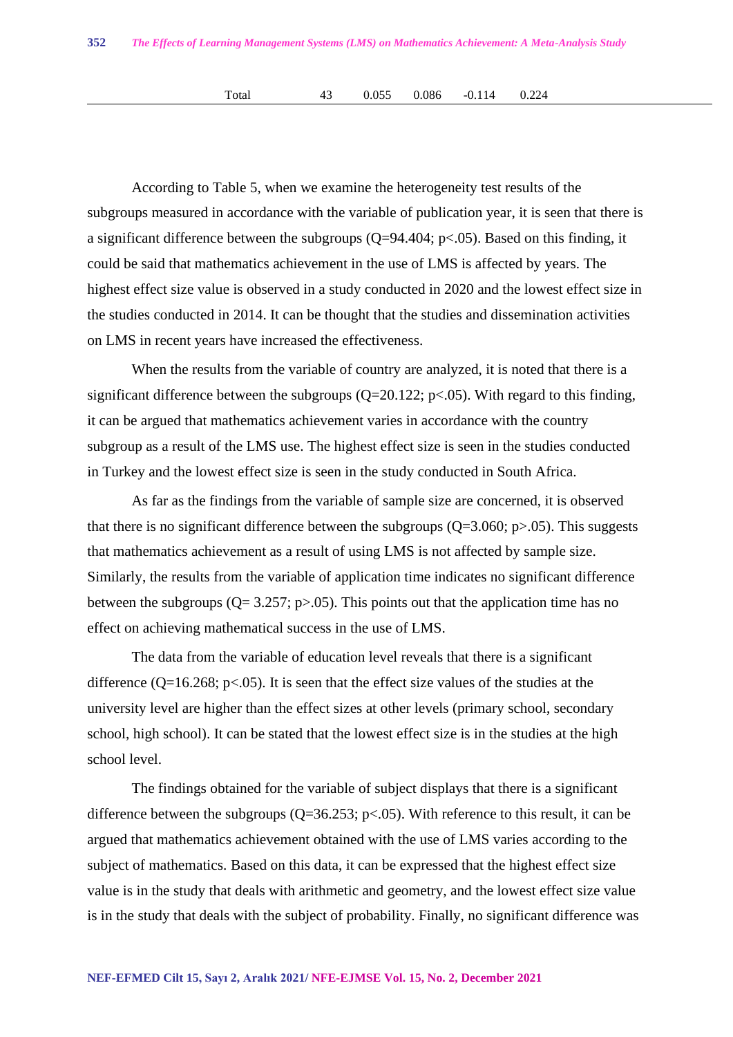| Total | 43 | 0.055 | 0.086 | -0.114 | 0.224 |
|---|---|---|---|---|---|

According to Table 5, when we examine the heterogeneity test results of the subgroups measured in accordance with the variable of publication year, it is seen that there is a significant difference between the subgroups (Q=94.404; p<.05). Based on this finding, it could be said that mathematics achievement in the use of LMS is affected by years. The highest effect size value is observed in a study conducted in 2020 and the lowest effect size in the studies conducted in 2014. It can be thought that the studies and dissemination activities on LMS in recent years have increased the effectiveness.

When the results from the variable of country are analyzed, it is noted that there is a significant difference between the subgroups (Q=20.122; p<.05). With regard to this finding, it can be argued that mathematics achievement varies in accordance with the country subgroup as a result of the LMS use. The highest effect size is seen in the studies conducted in Turkey and the lowest effect size is seen in the study conducted in South Africa.

As far as the findings from the variable of sample size are concerned, it is observed that there is no significant difference between the subgroups (Q=3.060; p>.05). This suggests that mathematics achievement as a result of using LMS is not affected by sample size. Similarly, the results from the variable of application time indicates no significant difference between the subgroups (Q= 3.257; p>.05). This points out that the application time has no effect on achieving mathematical success in the use of LMS.

The data from the variable of education level reveals that there is a significant difference (Q=16.268; p<.05). It is seen that the effect size values of the studies at the university level are higher than the effect sizes at other levels (primary school, secondary school, high school). It can be stated that the lowest effect size is in the studies at the high school level.

The findings obtained for the variable of subject displays that there is a significant difference between the subgroups (Q=36.253; p<.05). With reference to this result, it can be argued that mathematics achievement obtained with the use of LMS varies according to the subject of mathematics. Based on this data, it can be expressed that the highest effect size value is in the study that deals with arithmetic and geometry, and the lowest effect size value is in the study that deals with the subject of probability. Finally, no significant difference was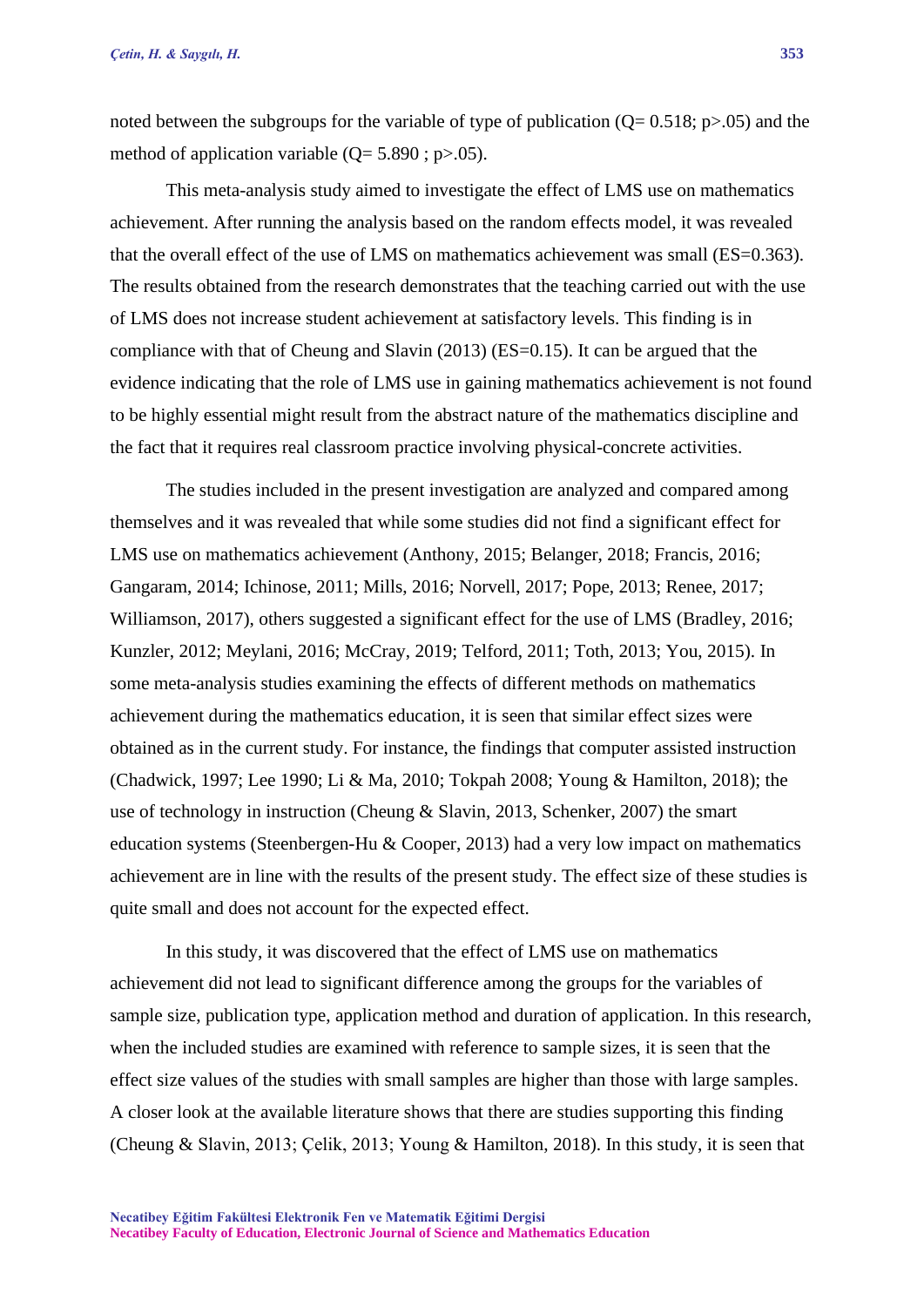noted between the subgroups for the variable of type of publication ($Q= 0.518$; $p>.05$) and the method of application variable ($Q= 5.890$ ; $p>.05$).

This meta-analysis study aimed to investigate the effect of LMS use on mathematics achievement. After running the analysis based on the random effects model, it was revealed that the overall effect of the use of LMS on mathematics achievement was small (ES=0.363). The results obtained from the research demonstrates that the teaching carried out with the use of LMS does not increase student achievement at satisfactory levels. This finding is in compliance with that of Cheung and Slavin (2013) (ES=0.15). It can be argued that the evidence indicating that the role of LMS use in gaining mathematics achievement is not found to be highly essential might result from the abstract nature of the mathematics discipline and the fact that it requires real classroom practice involving physical-concrete activities.

The studies included in the present investigation are analyzed and compared among themselves and it was revealed that while some studies did not find a significant effect for LMS use on mathematics achievement (Anthony, 2015; Belanger, 2018; Francis, 2016; Gangaram, 2014; Ichinose, 2011; Mills, 2016; Norvell, 2017; Pope, 2013; Renee, 2017; Williamson, 2017), others suggested a significant effect for the use of LMS (Bradley, 2016; Kunzler, 2012; Meylani, 2016; McCray, 2019; Telford, 2011; Toth, 2013; You, 2015). In some meta-analysis studies examining the effects of different methods on mathematics achievement during the mathematics education, it is seen that similar effect sizes were obtained as in the current study. For instance, the findings that computer assisted instruction (Chadwick, 1997; Lee 1990; Li & Ma, 2010; Tokpah 2008; Young & Hamilton, 2018); the use of technology in instruction (Cheung & Slavin, 2013, Schenker, 2007) the smart education systems (Steenbergen-Hu & Cooper, 2013) had a very low impact on mathematics achievement are in line with the results of the present study. The effect size of these studies is quite small and does not account for the expected effect.

In this study, it was discovered that the effect of LMS use on mathematics achievement did not lead to significant difference among the groups for the variables of sample size, publication type, application method and duration of application. In this research, when the included studies are examined with reference to sample sizes, it is seen that the effect size values of the studies with small samples are higher than those with large samples. A closer look at the available literature shows that there are studies supporting this finding (Cheung & Slavin, 2013; Çelik, 2013; Young & Hamilton, 2018). In this study, it is seen that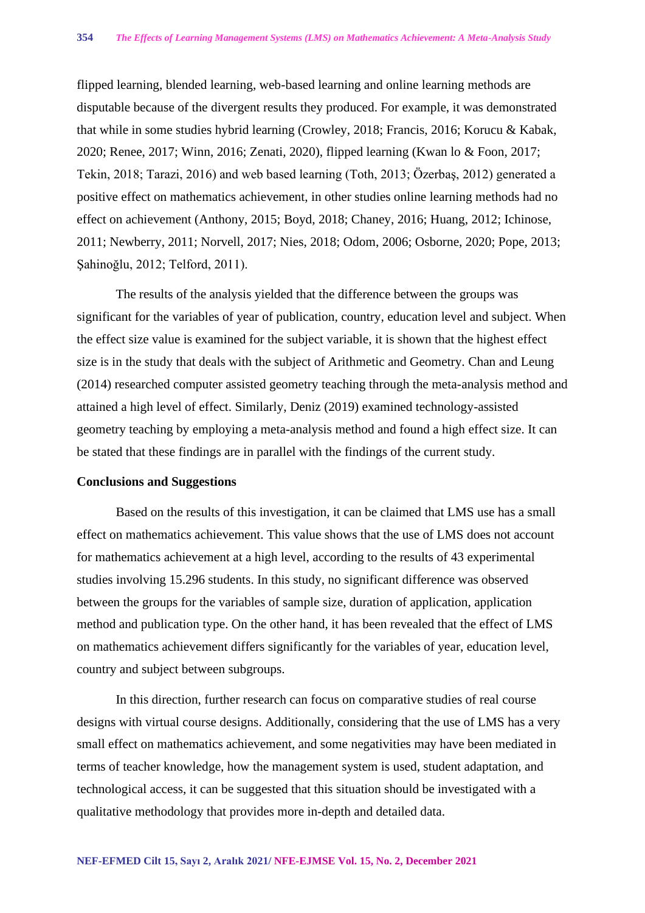flipped learning, blended learning, web-based learning and online learning methods are disputable because of the divergent results they produced. For example, it was demonstrated that while in some studies hybrid learning (Crowley, 2018; Francis, 2016; Korucu & Kabak, 2020; Renee, 2017; Winn, 2016; Zenati, 2020), flipped learning (Kwan lo & Foon, 2017; Tekin, 2018; Tarazi, 2016) and web based learning (Toth, 2013; Özerbaş, 2012) generated a positive effect on mathematics achievement, in other studies online learning methods had no effect on achievement (Anthony, 2015; Boyd, 2018; Chaney, 2016; Huang, 2012; Ichinose, 2011; Newberry, 2011; Norvell, 2017; Nies, 2018; Odom, 2006; Osborne, 2020; Pope, 2013; Şahinoğlu, 2012; Telford, 2011).

The results of the analysis yielded that the difference between the groups was significant for the variables of year of publication, country, education level and subject. When the effect size value is examined for the subject variable, it is shown that the highest effect size is in the study that deals with the subject of Arithmetic and Geometry. Chan and Leung (2014) researched computer assisted geometry teaching through the meta-analysis method and attained a high level of effect. Similarly, Deniz (2019) examined technology-assisted geometry teaching by employing a meta-analysis method and found a high effect size. It can be stated that these findings are in parallel with the findings of the current study.

## Conclusions and Suggestions

Based on the results of this investigation, it can be claimed that LMS use has a small effect on mathematics achievement. This value shows that the use of LMS does not account for mathematics achievement at a high level, according to the results of 43 experimental studies involving 15.296 students. In this study, no significant difference was observed between the groups for the variables of sample size, duration of application, application method and publication type. On the other hand, it has been revealed that the effect of LMS on mathematics achievement differs significantly for the variables of year, education level, country and subject between subgroups.

In this direction, further research can focus on comparative studies of real course designs with virtual course designs. Additionally, considering that the use of LMS has a very small effect on mathematics achievement, and some negativities may have been mediated in terms of teacher knowledge, how the management system is used, student adaptation, and technological access, it can be suggested that this situation should be investigated with a qualitative methodology that provides more in-depth and detailed data.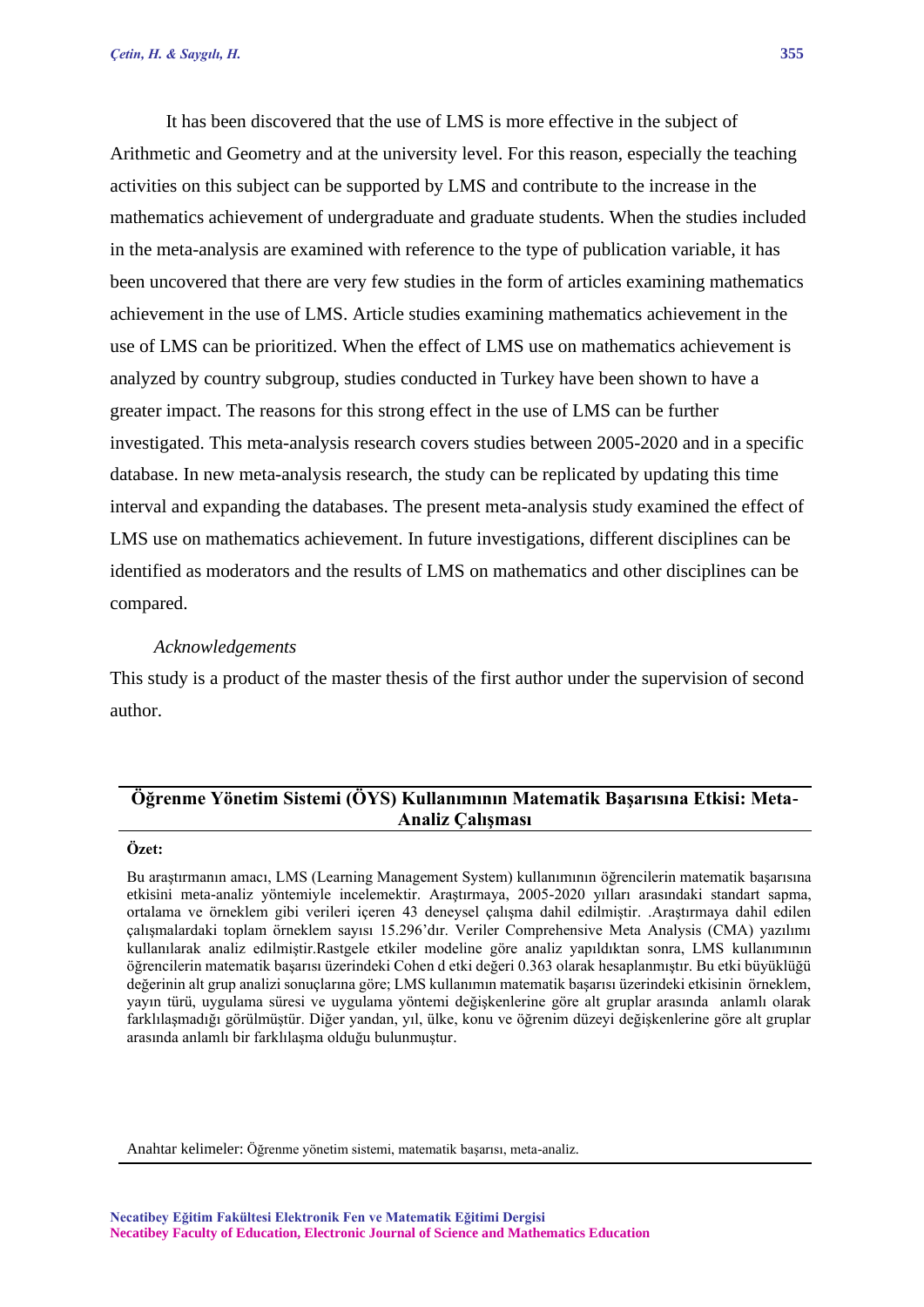It has been discovered that the use of LMS is more effective in the subject of Arithmetic and Geometry and at the university level. For this reason, especially the teaching activities on this subject can be supported by LMS and contribute to the increase in the mathematics achievement of undergraduate and graduate students. When the studies included in the meta-analysis are examined with reference to the type of publication variable, it has been uncovered that there are very few studies in the form of articles examining mathematics achievement in the use of LMS. Article studies examining mathematics achievement in the use of LMS can be prioritized. When the effect of LMS use on mathematics achievement is analyzed by country subgroup, studies conducted in Turkey have been shown to have a greater impact. The reasons for this strong effect in the use of LMS can be further investigated. This meta-analysis research covers studies between 2005-2020 and in a specific database. In new meta-analysis research, the study can be replicated by updating this time interval and expanding the databases. The present meta-analysis study examined the effect of LMS use on mathematics achievement. In future investigations, different disciplines can be identified as moderators and the results of LMS on mathematics and other disciplines can be compared.

*Acknowledgements*

This study is a product of the master thesis of the first author under the supervision of second author.

---

**Öğrenme Yönetim Sistemi (ÖYS) Kullanımının Matematik Başarısına Etkisi: Meta-Analiz Çalışması**

**Özet:**

Bu araştırmanın amacı, LMS (Learning Management System) kullanımının öğrencilerin matematik başarısına etkisini meta-analiz yöntemiyle incelemektir. Araştırmaya, 2005-2020 yılları arasındaki standart sapma, ortalama ve örneklem gibi verileri içeren 43 deneysel çalışma dahil edilmiştir. .Araştırmaya dahil edilen çalışmalardaki toplam örneklem sayısı 15.296'dır. Veriler Comprehensive Meta Analysis (CMA) yazılımı kullanılarak analiz edilmiştir.Rastgele etkiler modeline göre analiz yapıldıktan sonra, LMS kullanımının öğrencilerin matematik başarısı üzerindeki Cohen d etki değeri 0.363 olarak hesaplanmıştır. Bu etki büyüklüğü değerinin alt grup analizi sonuçlarına göre; LMS kullanımın matematik başarısı üzerindeki etkisinin örneklem, yayın türü, uygulama süresi ve uygulama yöntemi değişkenlerine göre alt gruplar arasında anlamlı olarak farklılaşmadığı görülmüştür. Diğer yandan, yıl, ülke, konu ve öğrenim düzeyi değişkenlerine göre alt gruplar arasında anlamlı bir farklılaşma olduğu bulunmuştur.

Anahtar kelimeler: Öğrenme yönetim sistemi, matematik başarısı, meta-analiz.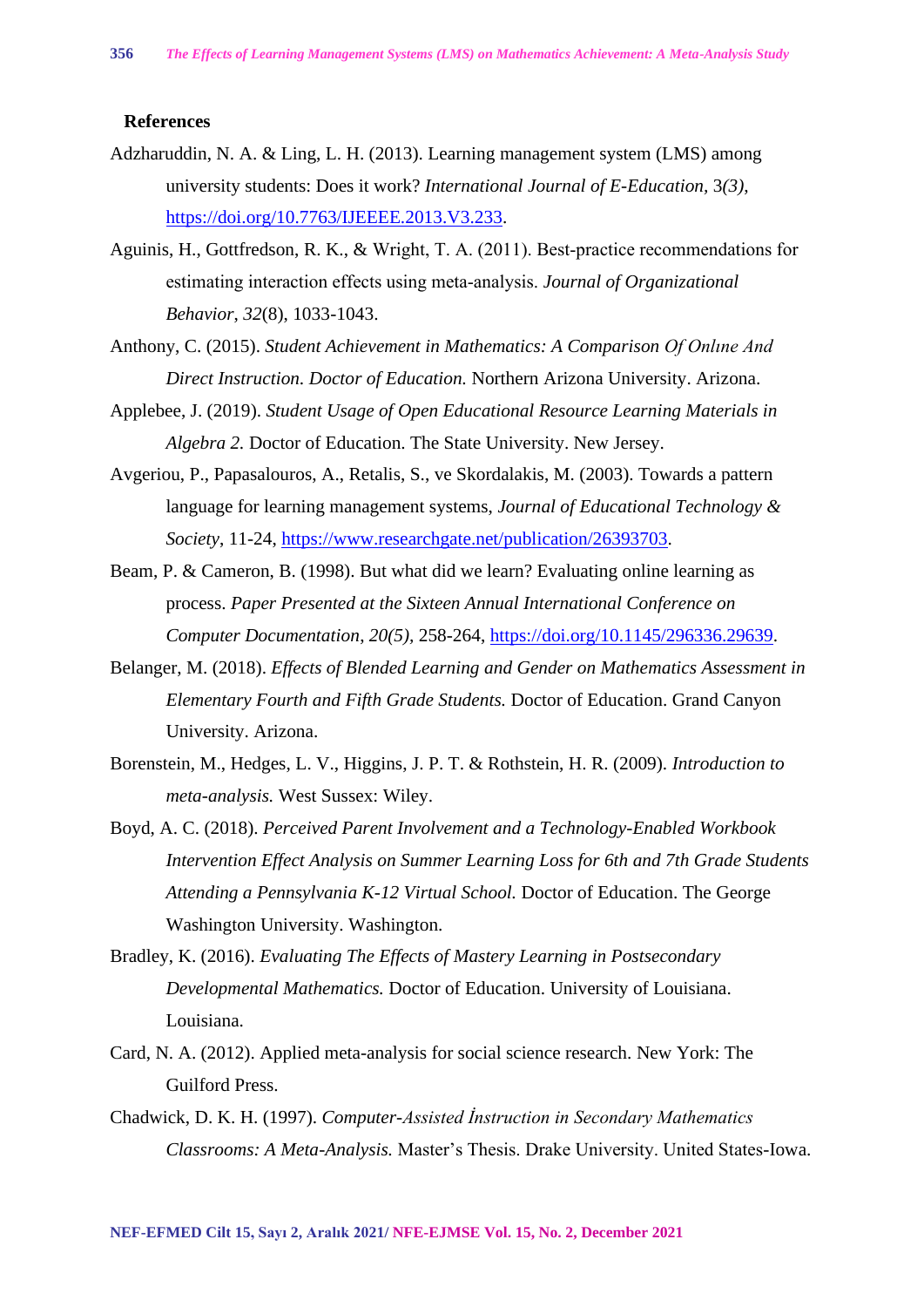## References

Adzharuddin, N. A. & Ling, L. H. (2013). Learning management system (LMS) among university students: Does it work? *International Journal of E-Education*, 3*(3)*, https://doi.org/10.7763/IJEEEE.2013.V3.233.

Aguinis, H., Gottfredson, R. K., & Wright, T. A. (2011). Best-practice recommendations for estimating interaction effects using meta-analysis. *Journal of Organizational Behavior, 32*(8), 1033-1043.

Anthony, C. (2015). *Student Achievement in Mathematics: A Comparison Of Onlıne And Direct Instruction. Doctor of Education.* Northern Arizona University. Arizona.

Applebee, J. (2019). *Student Usage of Open Educational Resource Learning Materials in Algebra 2.* Doctor of Education. The State University. New Jersey.

Avgeriou, P., Papasalouros, A., Retalis, S., ve Skordalakis, M. (2003). Towards a pattern language for learning management systems, *Journal of Educational Technology & Society*, 11-24, https://www.researchgate.net/publication/26393703.

Beam, P. & Cameron, B. (1998). But what did we learn? Evaluating online learning as process. *Paper Presented at the Sixteen Annual International Conference on Computer Documentation*, *20(5),* 258-264, https://doi.org/10.1145/296336.29639.

Belanger, M. (2018). *Effects of Blended Learning and Gender on Mathematics Assessment in Elementary Fourth and Fifth Grade Students.* Doctor of Education. Grand Canyon University. Arizona.

Borenstein, M., Hedges, L. V., Higgins, J. P. T. & Rothstein, H. R. (2009). *Introduction to meta-analysis.* West Sussex: Wiley.

Boyd, A. C. (2018). *Perceived Parent Involvement and a Technology-Enabled Workbook Intervention Effect Analysis on Summer Learning Loss for 6th and 7th Grade Students Attending a Pennsylvania K-12 Virtual School.* Doctor of Education. The George Washington University. Washington.

Bradley, K. (2016). *Evaluating The Effects of Mastery Learning in Postsecondary Developmental Mathematics.* Doctor of Education. University of Louisiana. Louisiana.

Card, N. A. (2012). Applied meta-analysis for social science research. New York: The Guilford Press.

Chadwick, D. K. H. (1997). *Computer-Assisted İnstruction in Secondary Mathematics Classrooms: A Meta-Analysis.* Master's Thesis. Drake University. United States-Iowa.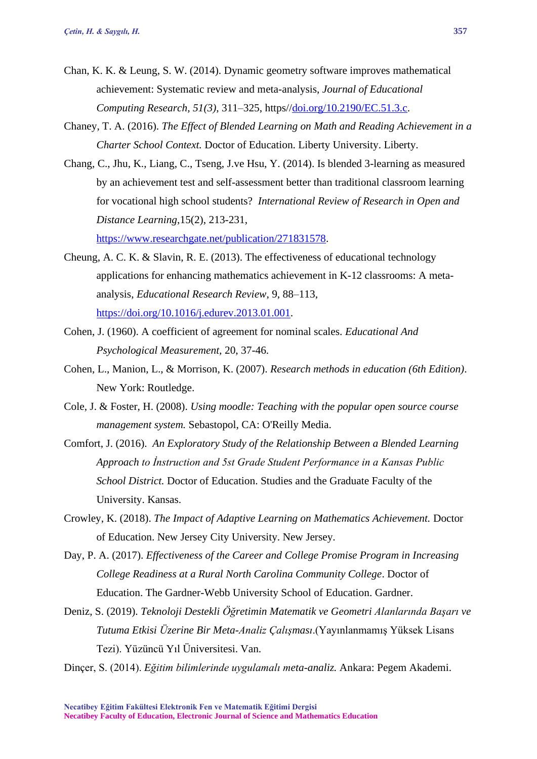Chan, K. K. & Leung, S. W. (2014). Dynamic geometry software improves mathematical achievement: Systematic review and meta-analysis, *Journal of Educational Computing Research, 51(3)*, 311–325, https//doi.org/10.2190/EC.51.3.c.

Chaney, T. A. (2016). *The Effect of Blended Learning on Math and Reading Achievement in a Charter School Context.* Doctor of Education. Liberty University. Liberty.

Chang, C., Jhu, K., Liang, C., Tseng, J.ve Hsu, Y. (2014). Is blended 3-learning as measured by an achievement test and self-assessment better than traditional classroom learning for vocational high school students? *International Review of Research in Open and Distance Learning*,15(2), 213-231, https://www.researchgate.net/publication/271831578.

Cheung, A. C. K. & Slavin, R. E. (2013). The effectiveness of educational technology applications for enhancing mathematics achievement in K-12 classrooms: A meta-analysis, *Educational Research Review*, 9, 88–113, https://doi.org/10.1016/j.edurev.2013.01.001.

Cohen, J. (1960). A coefficient of agreement for nominal scales. *Educational And Psychological Measurement*, 20, 37-46.

Cohen, L., Manion, L., & Morrison, K. (2007). *Research methods in education (6th Edition)*. New York: Routledge.

Cole, J. & Foster, H. (2008). *Using moodle: Teaching with the popular open source course management system.* Sebastopol, CA: O'Reilly Media.

Comfort, J. (2016). *An Exploratory Study of the Relationship Between a Blended Learning Approach to İnstruction and 5st Grade Student Performance in a Kansas Public School District.* Doctor of Education. Studies and the Graduate Faculty of the University. Kansas.

Crowley, K. (2018). *The Impact of Adaptive Learning on Mathematics Achievement.* Doctor of Education. New Jersey City University. New Jersey.

Day, P. A. (2017). *Effectiveness of the Career and College Promise Program in Increasing College Readiness at a Rural North Carolina Community College*. Doctor of Education. The Gardner-Webb University School of Education. Gardner.

Deniz, S. (2019). *Teknoloji Destekli Öğretimin Matematik ve Geometri Alanlarında Başarı ve Tutuma Etkisi Üzerine Bir Meta-Analiz Çalışması*.(Yayınlanmamış Yüksek Lisans Tezi). Yüzüncü Yıl Üniversitesi. Van.

Dinçer, S. (2014). *Eğitim bilimlerinde uygulamalı meta-analiz.* Ankara: Pegem Akademi.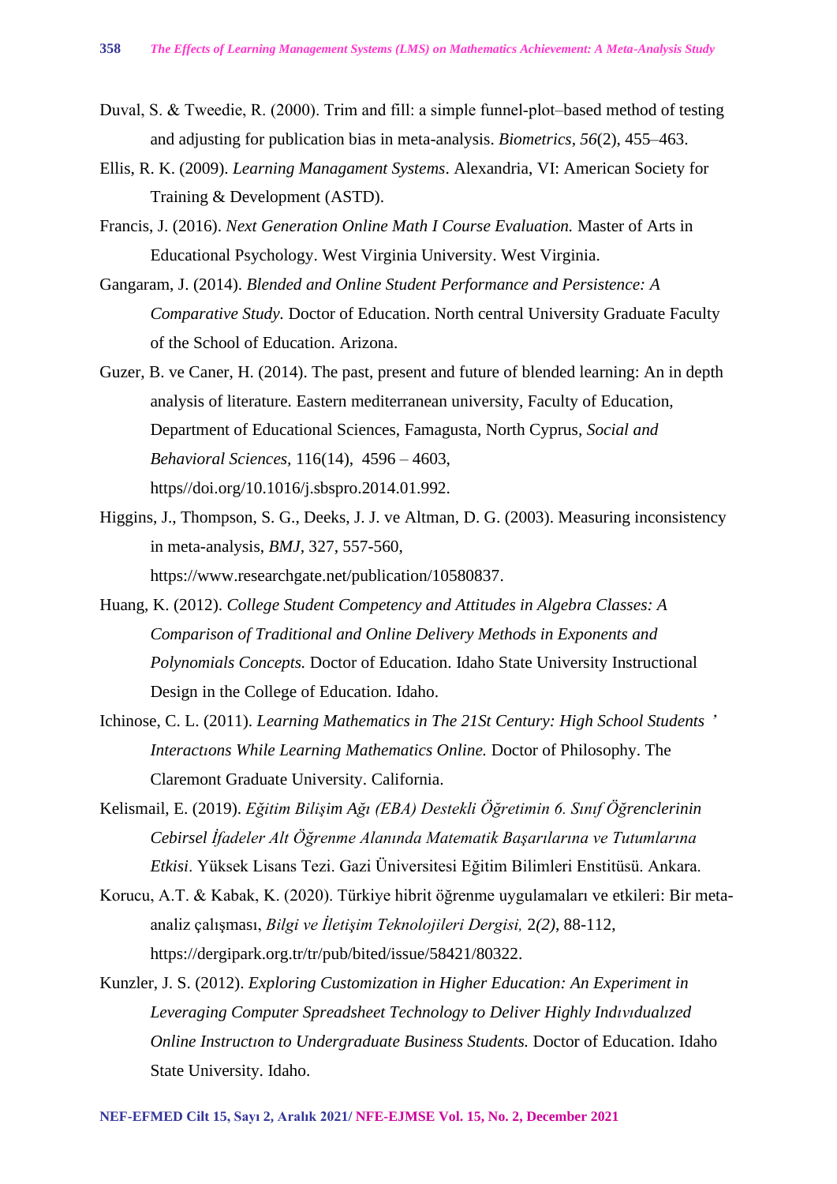Duval, S. & Tweedie, R. (2000). Trim and fill: a simple funnel-plot–based method of testing and adjusting for publication bias in meta-analysis. *Biometrics, 56*(2), 455–463.

Ellis, R. K. (2009). *Learning Managament Systems*. Alexandria, VI: American Society for Training & Development (ASTD).

Francis, J. (2016). *Next Generation Online Math I Course Evaluation.* Master of Arts in Educational Psychology. West Virginia University. West Virginia.

Gangaram, J. (2014). *Blended and Online Student Performance and Persistence: A Comparative Study.* Doctor of Education. North central University Graduate Faculty of the School of Education. Arizona.

Guzer, B. ve Caner, H. (2014). The past, present and future of blended learning: An in depth analysis of literature. Eastern mediterranean university, Faculty of Education, Department of Educational Sciences, Famagusta, North Cyprus, *Social and Behavioral Sciences*, 116(14), 4596 – 4603, https//doi.org/10.1016/j.sbspro.2014.01.992.

Higgins, J., Thompson, S. G., Deeks, J. J. ve Altman, D. G. (2003). Measuring inconsistency in meta-analysis, *BMJ*, 327, 557-560, https://www.researchgate.net/publication/10580837.

Huang, K. (2012). *College Student Competency and Attitudes in Algebra Classes: A Comparison of Traditional and Online Delivery Methods in Exponents and Polynomials Concepts.* Doctor of Education. Idaho State University Instructional Design in the College of Education. Idaho.

Ichinose, C. L. (2011). *Learning Mathematics in The 21St Century: High School Students' Interactıons While Learning Mathematics Online.* Doctor of Philosophy. The Claremont Graduate University. California.

Kelismail, E. (2019). *Eğitim Bilişim Ağı (EBA) Destekli Öğretimin 6. Sınıf Öğrencilerinin Cebirsel İfadeler Alt Öğrenme Alanında Matematik Başarılarına ve Tutumlarına Etkisi*. Yüksek Lisans Tezi. Gazi Üniversitesi Eğitim Bilimleri Enstitüsü. Ankara.

Korucu, A.T. & Kabak, K. (2020). Türkiye hibrit öğrenme uygulamaları ve etkileri: Bir meta-analiz çalışması, *Bilgi ve İletişim Teknolojileri Dergisi,* 2*(2)*, 88-112, https://dergipark.org.tr/tr/pub/bited/issue/58421/80322.

Kunzler, J. S. (2012). *Exploring Customization in Higher Education: An Experiment in Leveraging Computer Spreadsheet Technology to Deliver Highly Indıvıdualızed Online Instructıon to Undergraduate Business Students.* Doctor of Education. Idaho State University. Idaho.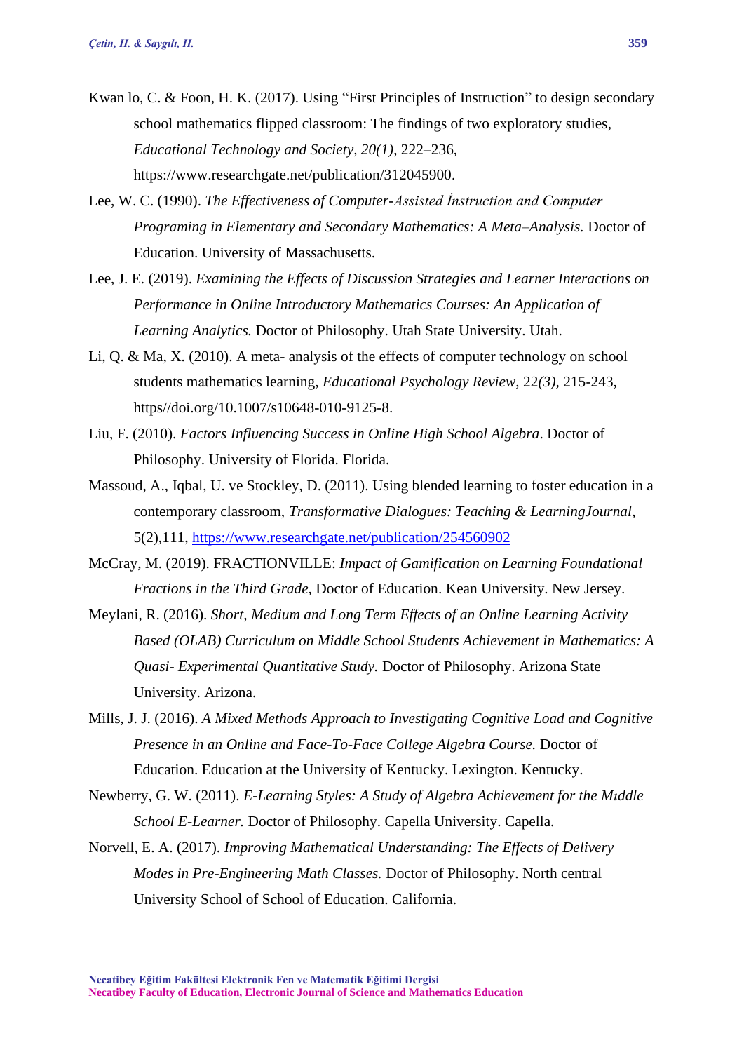Kwan lo, C. & Foon, H. K. (2017). Using "First Principles of Instruction" to design secondary school mathematics flipped classroom: The findings of two exploratory studies, *Educational Technology and Society, 20(1)*, 222–236, https://www.researchgate.net/publication/312045900.

Lee, W. C. (1990). *The Effectiveness of Computer-Assisted İnstruction and Computer Programing in Elementary and Secondary Mathematics: A Meta–Analysis.* Doctor of Education. University of Massachusetts.

Lee, J. E. (2019). *Examining the Effects of Discussion Strategies and Learner Interactions on Performance in Online Introductory Mathematics Courses: An Application of Learning Analytics.* Doctor of Philosophy. Utah State University. Utah.

Li, Q. & Ma, X. (2010). A meta- analysis of the effects of computer technology on school students mathematics learning, *Educational Psychology Review*, 22*(3),* 215-243, https//doi.org/10.1007/s10648-010-9125-8.

Liu, F. (2010). *Factors Influencing Success in Online High School Algebra*. Doctor of Philosophy. University of Florida. Florida.

Massoud, A., Iqbal, U. ve Stockley, D. (2011). Using blended learning to foster education in a contemporary classroom, *Transformative Dialogues: Teaching & LearningJournal*, 5(2),111, https://www.researchgate.net/publication/254560902

McCray, M. (2019). FRACTIONVILLE: *Impact of Gamification on Learning Foundational Fractions in the Third Grade,* Doctor of Education. Kean University. New Jersey.

Meylani, R. (2016). *Short, Medium and Long Term Effects of an Online Learning Activity Based (OLAB) Curriculum on Middle School Students Achievement in Mathematics: A Quasi- Experimental Quantitative Study.* Doctor of Philosophy. Arizona State University. Arizona.

Mills, J. J. (2016). *A Mixed Methods Approach to Investigating Cognitive Load and Cognitive Presence in an Online and Face-To-Face College Algebra Course.* Doctor of Education. Education at the University of Kentucky. Lexington. Kentucky.

Newberry, G. W. (2011). *E-Learning Styles: A Study of Algebra Achievement for the Mıddle School E-Learner.* Doctor of Philosophy. Capella University. Capella.

Norvell, E. A. (2017). *Improving Mathematical Understanding: The Effects of Delivery Modes in Pre-Engineering Math Classes.* Doctor of Philosophy. North central University School of School of Education. California.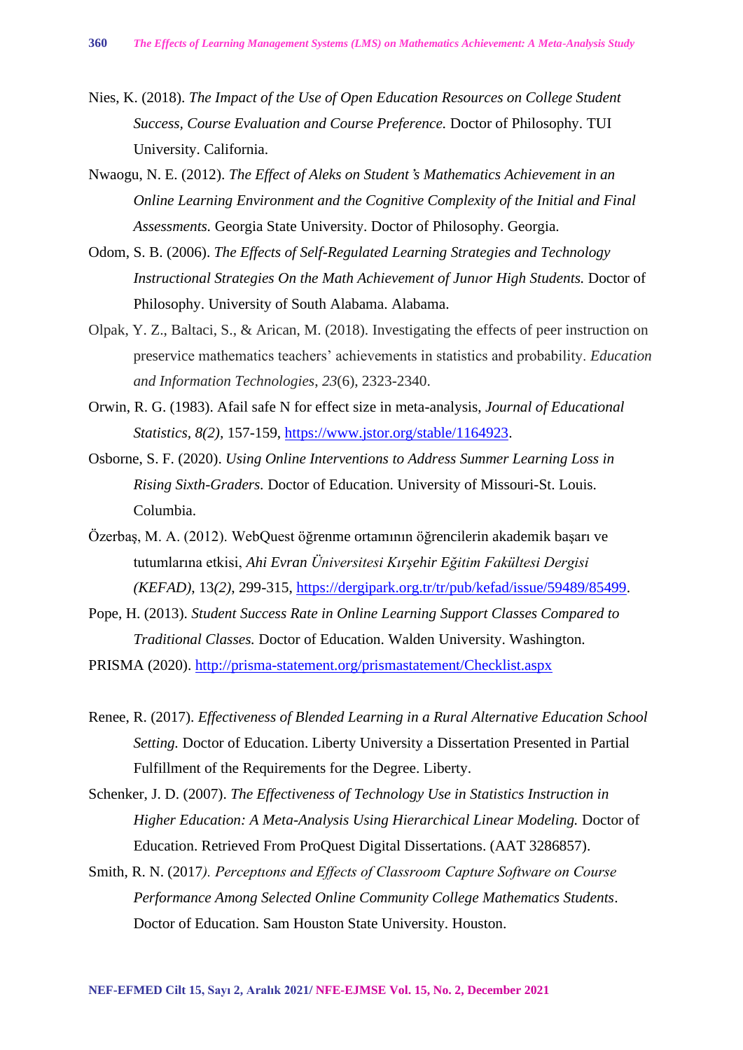Nies, K. (2018). *The Impact of the Use of Open Education Resources on College Student Success, Course Evaluation and Course Preference.* Doctor of Philosophy. TUI University. California.

Nwaogu, N. E. (2012). *The Effect of Aleks on Student's Mathematics Achievement in an Online Learning Environment and the Cognitive Complexity of the Initial and Final Assessments.* Georgia State University. Doctor of Philosophy. Georgia.

Odom, S. B. (2006). *The Effects of Self-Regulated Learning Strategies and Technology Instructional Strategies On the Math Achievement of Junıor High Students.* Doctor of Philosophy. University of South Alabama. Alabama.

Olpak, Y. Z., Baltaci, S., & Arican, M. (2018). Investigating the effects of peer instruction on preservice mathematics teachers' achievements in statistics and probability. *Education and Information Technologies*, *23*(6), 2323-2340.

Orwin, R. G. (1983). Afail safe N for effect size in meta-analysis, *Journal of Educational Statistics*, *8(2)*, 157-159, https://www.jstor.org/stable/1164923.

Osborne, S. F. (2020). *Using Online Interventions to Address Summer Learning Loss in Rising Sixth-Graders.* Doctor of Education. University of Missouri-St. Louis. Columbia.

Özerbaş, M. A. (2012). WebQuest öğrenme ortamının öğrencilerin akademik başarı ve tutumlarına etkisi, *Ahi Evran Üniversitesi Kırşehir Eğitim Fakültesi Dergisi (KEFAD)*, 13*(2)*, 299-315, https://dergipark.org.tr/tr/pub/kefad/issue/59489/85499.

Pope, H. (2013). *Student Success Rate in Online Learning Support Classes Compared to Traditional Classes.* Doctor of Education. Walden University. Washington.

PRISMA (2020). http://prisma-statement.org/prismastatement/Checklist.aspx

Renee, R. (2017). *Effectiveness of Blended Learning in a Rural Alternative Education School Setting.* Doctor of Education. Liberty University a Dissertation Presented in Partial Fulfillment of the Requirements for the Degree. Liberty.

Schenker, J. D. (2007). *The Effectiveness of Technology Use in Statistics Instruction in Higher Education: A Meta-Analysis Using Hierarchical Linear Modeling.* Doctor of Education. Retrieved From ProQuest Digital Dissertations. (AAT 3286857).

Smith, R. N. (2017*). Perceptıons and Effects of Classroom Capture Software on Course Performance Among Selected Online Community College Mathematics Students*. Doctor of Education. Sam Houston State University. Houston.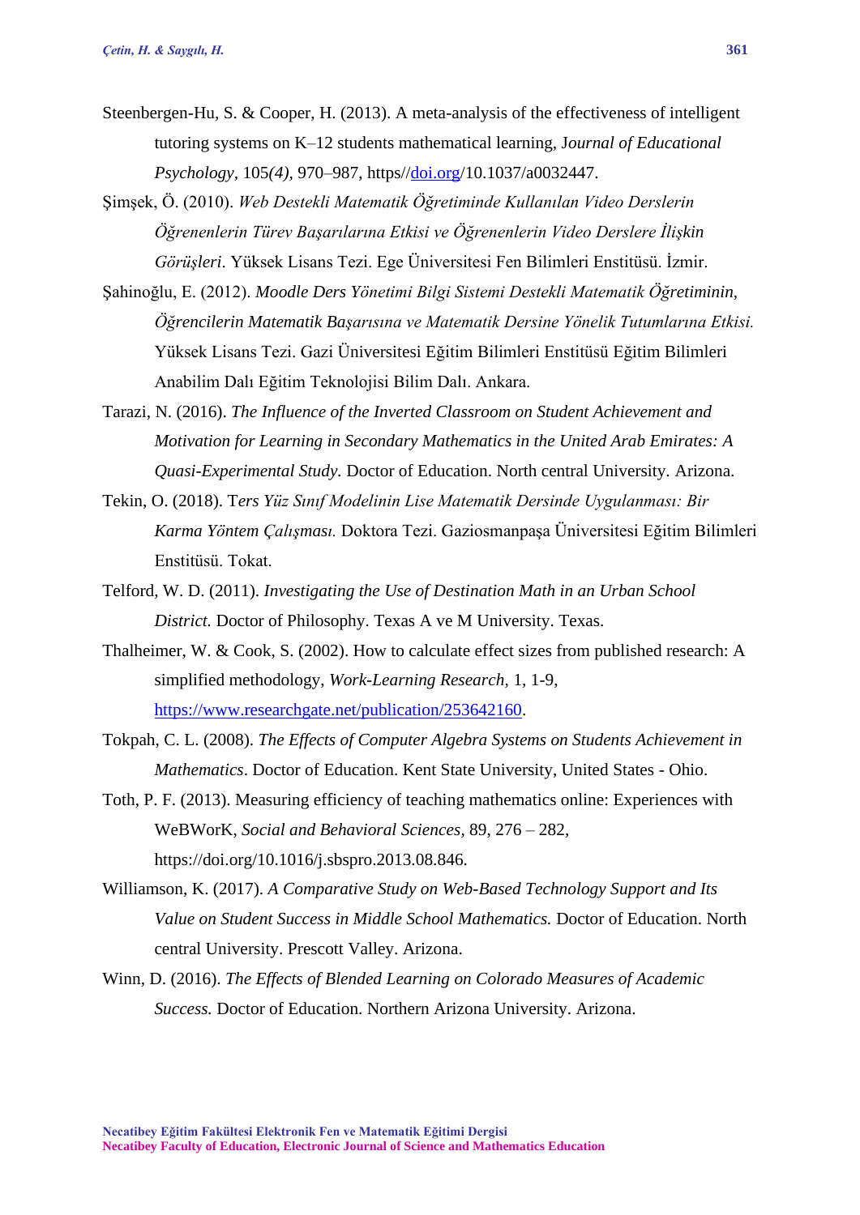Steenbergen-Hu, S. & Cooper, H. (2013). A meta-analysis of the effectiveness of intelligent tutoring systems on K–12 students mathematical learning, J*ournal of Educational Psychology*, 105*(4)*, 970–987, https//doi.org/10.1037/a0032447.

Şimşek, Ö. (2010). *Web Destekli Matematik Öğretiminde Kullanılan Video Derslerin Öğrenenlerin Türev Başarılarına Etkisi ve Öğrenenlerin Video Derslere İlişkin Görüşleri*. Yüksek Lisans Tezi. Ege Üniversitesi Fen Bilimleri Enstitüsü. İzmir.

Şahinoğlu, E. (2012). *Moodle Ders Yönetimi Bilgi Sistemi Destekli Matematik Öğretiminin, Öğrencilerin Matematik Başarısına ve Matematik Dersine Yönelik Tutumlarına Etkisi.* Yüksek Lisans Tezi. Gazi Üniversitesi Eğitim Bilimleri Enstitüsü Eğitim Bilimleri Anabilim Dalı Eğitim Teknolojisi Bilim Dalı. Ankara.

Tarazi, N. (2016). *The Influence of the Inverted Classroom on Student Achievement and Motivation for Learning in Secondary Mathematics in the United Arab Emirates: A Quasi-Experimental Study.* Doctor of Education. North central University. Arizona.

Tekin, O. (2018). T*ers Yüz Sınıf Modelinin Lise Matematik Dersinde Uygulanması: Bir Karma Yöntem Çalışması.* Doktora Tezi. Gaziosmanpaşa Üniversitesi Eğitim Bilimleri Enstitüsü. Tokat.

Telford, W. D. (2011). *Investigating the Use of Destination Math in an Urban School District.* Doctor of Philosophy. Texas A ve M University. Texas.

Thalheimer, W. & Cook, S. (2002). How to calculate effect sizes from published research: A simplified methodology, *Work-Learning Research,* 1, 1-9, https://www.researchgate.net/publication/253642160.

Tokpah, C. L. (2008). *The Effects of Computer Algebra Systems on Students Achievement in Mathematics*. Doctor of Education. Kent State University, United States - Ohio.

Toth, P. F. (2013). Measuring efficiency of teaching mathematics online: Experiences with WeBWorK, *Social and Behavioral Sciences*, 89, 276 – 282, https://doi.org/10.1016/j.sbspro.2013.08.846.

Williamson, K. (2017). *A Comparative Study on Web-Based Technology Support and Its Value on Student Success in Middle School Mathematics.* Doctor of Education. North central University. Prescott Valley. Arizona.

Winn, D. (2016). *The Effects of Blended Learning on Colorado Measures of Academic Success.* Doctor of Education. Northern Arizona University. Arizona.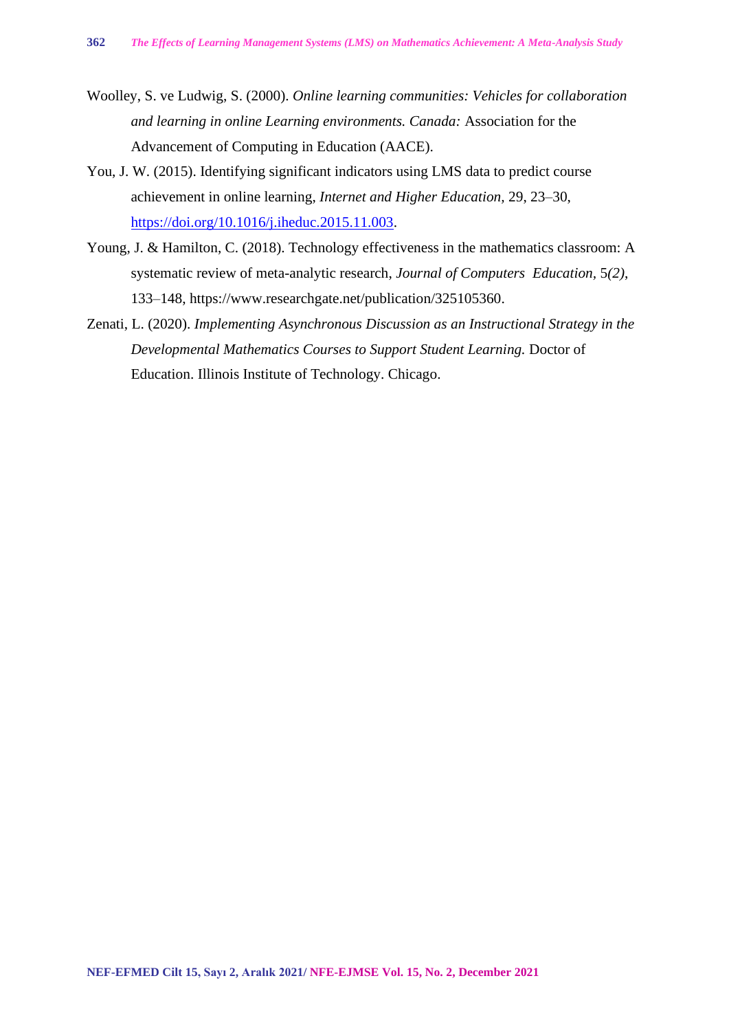Woolley, S. ve Ludwig, S. (2000). *Online learning communities: Vehicles for collaboration and learning in online Learning environments. Canada:* Association for the Advancement of Computing in Education (AACE).

You, J. W. (2015). Identifying significant indicators using LMS data to predict course achievement in online learning, *Internet and Higher Education*, 29, 23–30, https://doi.org/10.1016/j.iheduc.2015.11.003.

Young, J. & Hamilton, C. (2018). Technology effectiveness in the mathematics classroom: A systematic review of meta-analytic research, *Journal of Computers  Education*, 5*(2)*, 133–148, https://www.researchgate.net/publication/325105360.

Zenati, L. (2020). *Implementing Asynchronous Discussion as an Instructional Strategy in the Developmental Mathematics Courses to Support Student Learning.* Doctor of Education. Illinois Institute of Technology. Chicago.